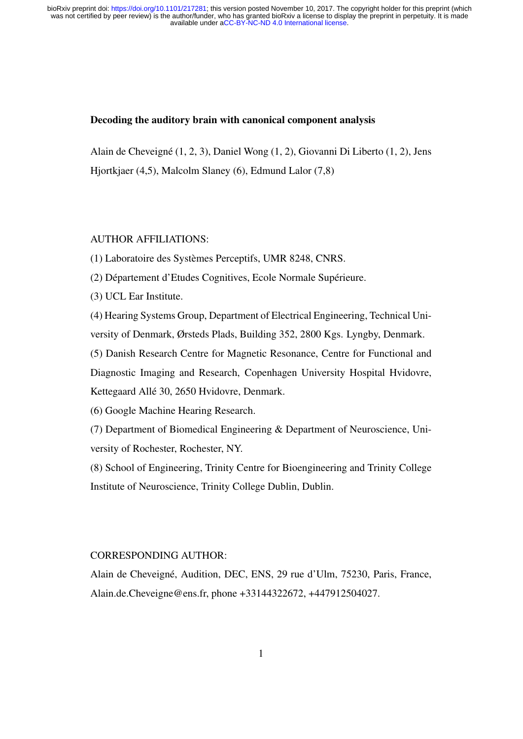# Decoding the auditory brain with canonical component analysis

Alain de Cheveigné (1, 2, 3), Daniel Wong (1, 2), Giovanni Di Liberto (1, 2), Jens Hjortkjaer (4,5), Malcolm Slaney (6), Edmund Lalor (7,8)

AUTHOR AFFILIATIONS:

(1) Laboratoire des Systèmes Perceptifs, UMR 8248, CNRS.

(2) Département d'Etudes Cognitives, Ecole Normale Supérieure.

(3) UCL Ear Institute.

(4) Hearing Systems Group, Department of Electrical Engineering, Technical University of Denmark, Ørsteds Plads, Building 352, 2800 Kgs. Lyngby, Denmark.

(5) Danish Research Centre for Magnetic Resonance, Centre for Functional and Diagnostic Imaging and Research, Copenhagen University Hospital Hvidovre, Kettegaard Allé 30, 2650 Hvidovre, Denmark.

(6) Google Machine Hearing Research.

(7) Department of Biomedical Engineering & Department of Neuroscience, University of Rochester, Rochester, NY.

(8) School of Engineering, Trinity Centre for Bioengineering and Trinity College Institute of Neuroscience, Trinity College Dublin, Dublin.

CORRESPONDING AUTHOR:

Alain de Cheveigné, Audition, DEC, ENS, 29 rue d'Ulm, 75230, Paris, France, Alain.de.Cheveigne@ens.fr, phone +33144322672, +447912504027.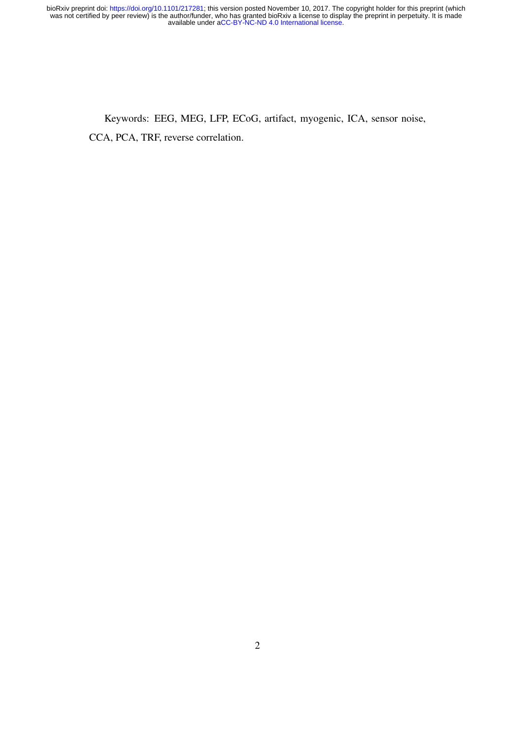Keywords: EEG, MEG, LFP, ECoG, artifact, myogenic, ICA, sensor noise, CCA, PCA, TRF, reverse correlation.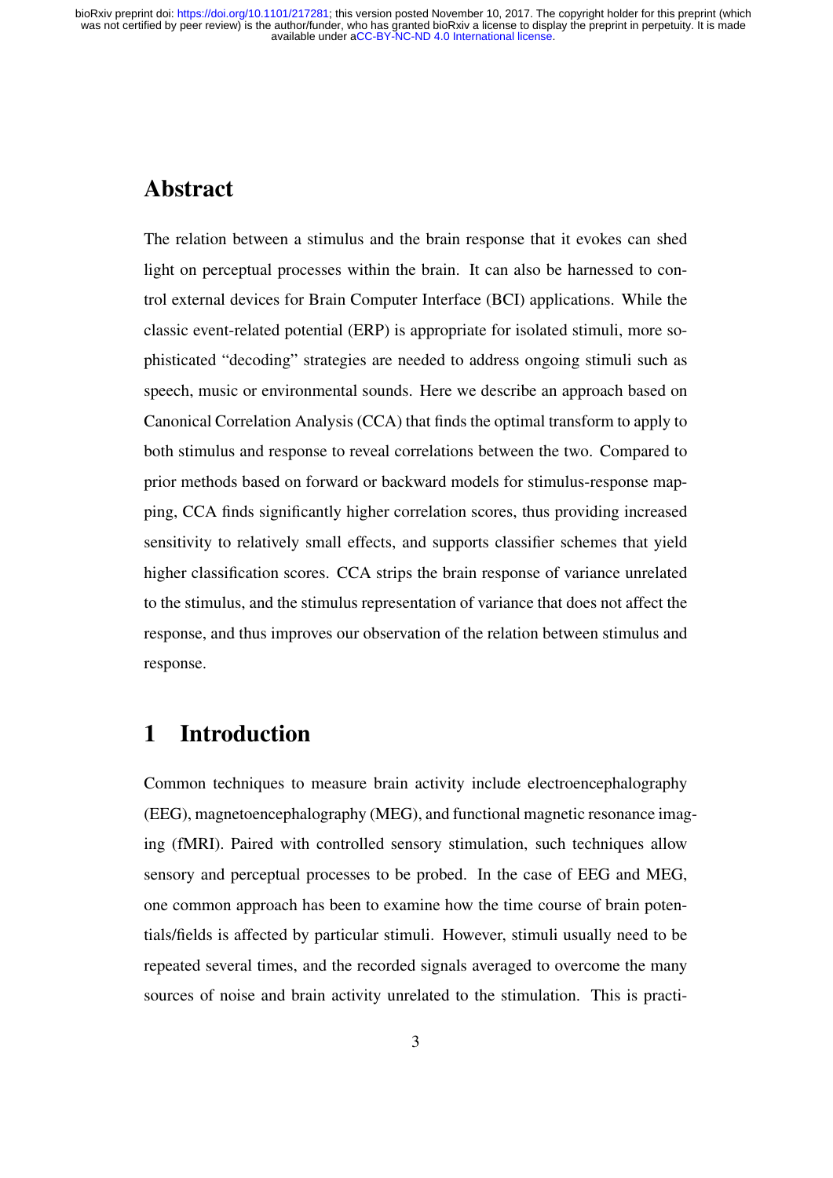# Abstract

The relation between a stimulus and the brain response that it evokes can shed light on perceptual processes within the brain. It can also be harnessed to control external devices for Brain Computer Interface (BCI) applications. While the classic event-related potential (ERP) is appropriate for isolated stimuli, more sophisticated "decoding" strategies are needed to address ongoing stimuli such as speech, music or environmental sounds. Here we describe an approach based on Canonical Correlation Analysis (CCA) that finds the optimal transform to apply to both stimulus and response to reveal correlations between the two. Compared to prior methods based on forward or backward models for stimulus-response mapping, CCA finds significantly higher correlation scores, thus providing increased sensitivity to relatively small effects, and supports classifier schemes that yield higher classification scores. CCA strips the brain response of variance unrelated to the stimulus, and the stimulus representation of variance that does not affect the response, and thus improves our observation of the relation between stimulus and response.

# 1 Introduction

Common techniques to measure brain activity include electroencephalography (EEG), magnetoencephalography (MEG), and functional magnetic resonance imaging (fMRI). Paired with controlled sensory stimulation, such techniques allow sensory and perceptual processes to be probed. In the case of EEG and MEG, one common approach has been to examine how the time course of brain potentials/fields is affected by particular stimuli. However, stimuli usually need to be repeated several times, and the recorded signals averaged to overcome the many sources of noise and brain activity unrelated to the stimulation. This is practi-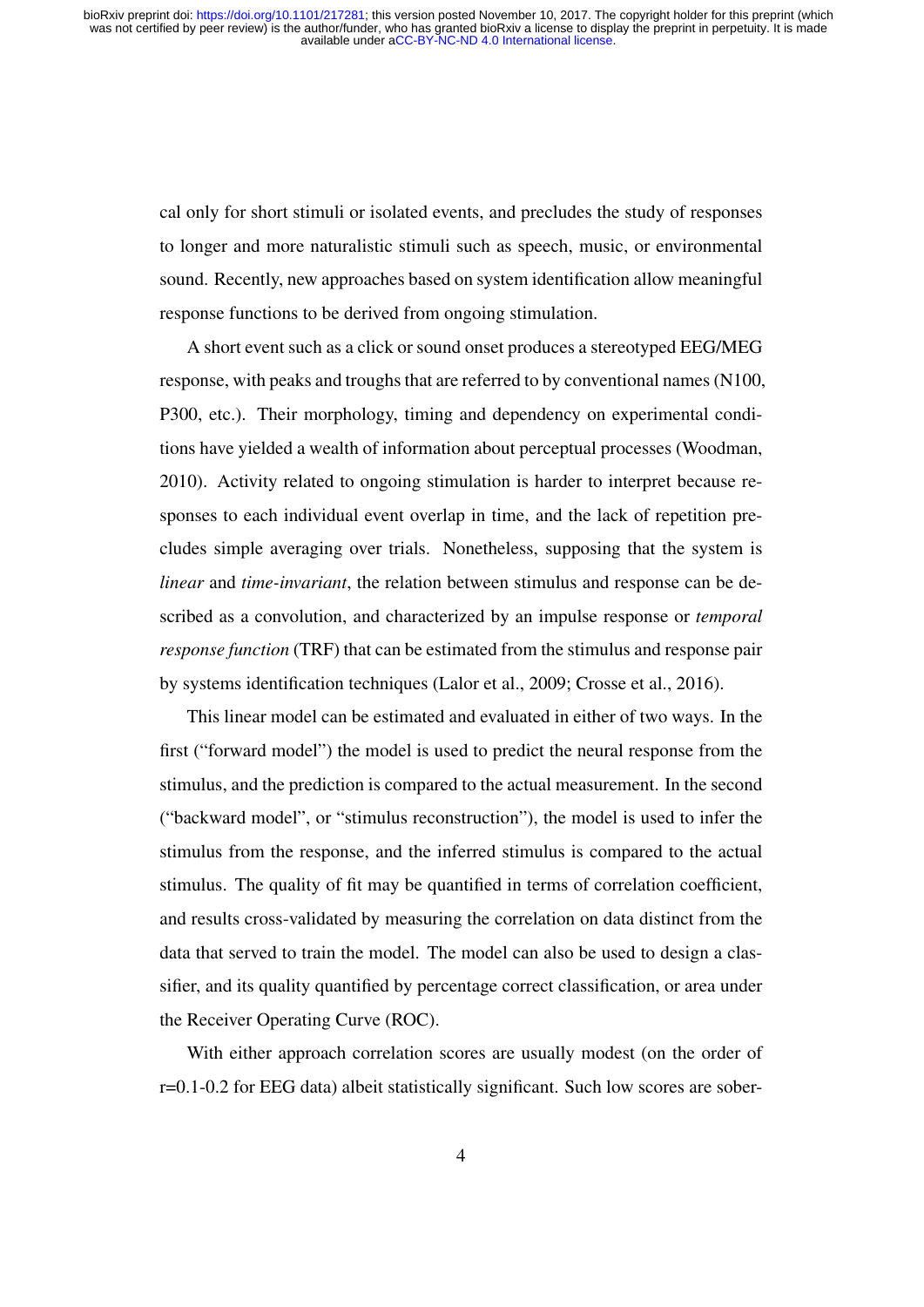cal only for short stimuli or isolated events, and precludes the study of responses to longer and more naturalistic stimuli such as speech, music, or environmental sound. Recently, new approaches based on system identification allow meaningful response functions to be derived from ongoing stimulation.

A short event such as a click or sound onset produces a stereotyped EEG/MEG response, with peaks and troughs that are referred to by conventional names (N100, P300, etc.). Their morphology, timing and dependency on experimental conditions have yielded a wealth of information about perceptual processes (Woodman, 2010). Activity related to ongoing stimulation is harder to interpret because responses to each individual event overlap in time, and the lack of repetition precludes simple averaging over trials. Nonetheless, supposing that the system is *linear* and *time-invariant*, the relation between stimulus and response can be described as a convolution, and characterized by an impulse response or *temporal response function* (TRF) that can be estimated from the stimulus and response pair by systems identification techniques (Lalor et al., 2009; Crosse et al., 2016).

This linear model can be estimated and evaluated in either of two ways. In the first ("forward model") the model is used to predict the neural response from the stimulus, and the prediction is compared to the actual measurement. In the second ("backward model", or "stimulus reconstruction"), the model is used to infer the stimulus from the response, and the inferred stimulus is compared to the actual stimulus. The quality of fit may be quantified in terms of correlation coefficient, and results cross-validated by measuring the correlation on data distinct from the data that served to train the model. The model can also be used to design a classifier, and its quality quantified by percentage correct classification, or area under the Receiver Operating Curve (ROC).

With either approach correlation scores are usually modest (on the order of r=0.1-0.2 for EEG data) albeit statistically significant. Such low scores are sober-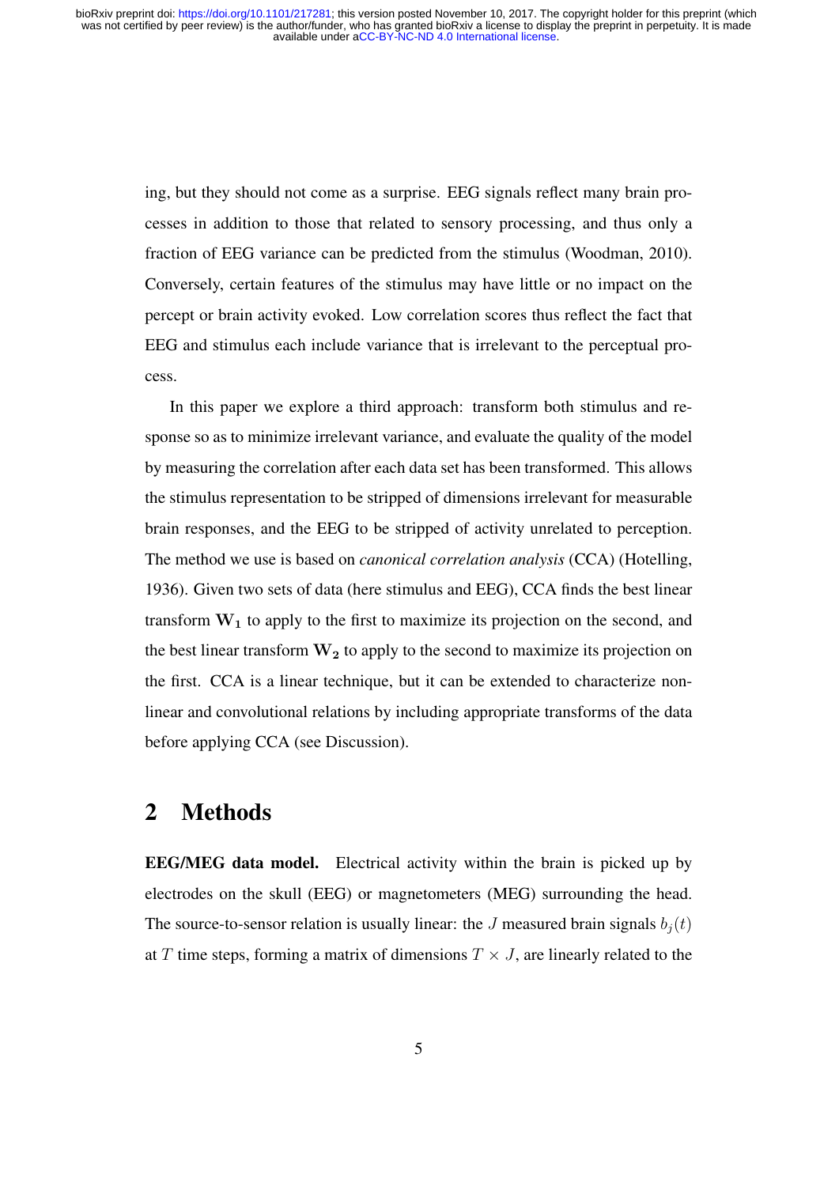ing, but they should not come as a surprise. EEG signals reflect many brain processes in addition to those that related to sensory processing, and thus only a fraction of EEG variance can be predicted from the stimulus (Woodman, 2010). Conversely, certain features of the stimulus may have little or no impact on the percept or brain activity evoked. Low correlation scores thus reflect the fact that EEG and stimulus each include variance that is irrelevant to the perceptual process.

In this paper we explore a third approach: transform both stimulus and response so as to minimize irrelevant variance, and evaluate the quality of the model by measuring the correlation after each data set has been transformed. This allows the stimulus representation to be stripped of dimensions irrelevant for measurable brain responses, and the EEG to be stripped of activity unrelated to perception. The method we use is based on *canonical correlation analysis* (CCA) (Hotelling, 1936). Given two sets of data (here stimulus and EEG), CCA finds the best linear transform $\mathbf{W_1}$ to apply to the first to maximize its projection on the second, and the best linear transform $\mathbf{W_2}$ to apply to the second to maximize its projection on the first. CCA is a linear technique, but it can be extended to characterize nonlinear and convolutional relations by including appropriate transforms of the data before applying CCA (see Discussion).

## 2 Methods

**EEG/MEG data model.** Electrical activity within the brain is picked up by electrodes on the skull (EEG) or magnetometers (MEG) surrounding the head. The source-to-sensor relation is usually linear: the $J$ measured brain signals $b_j(t)$ at $T$ time steps, forming a matrix of dimensions $T \times J$, are linearly related to the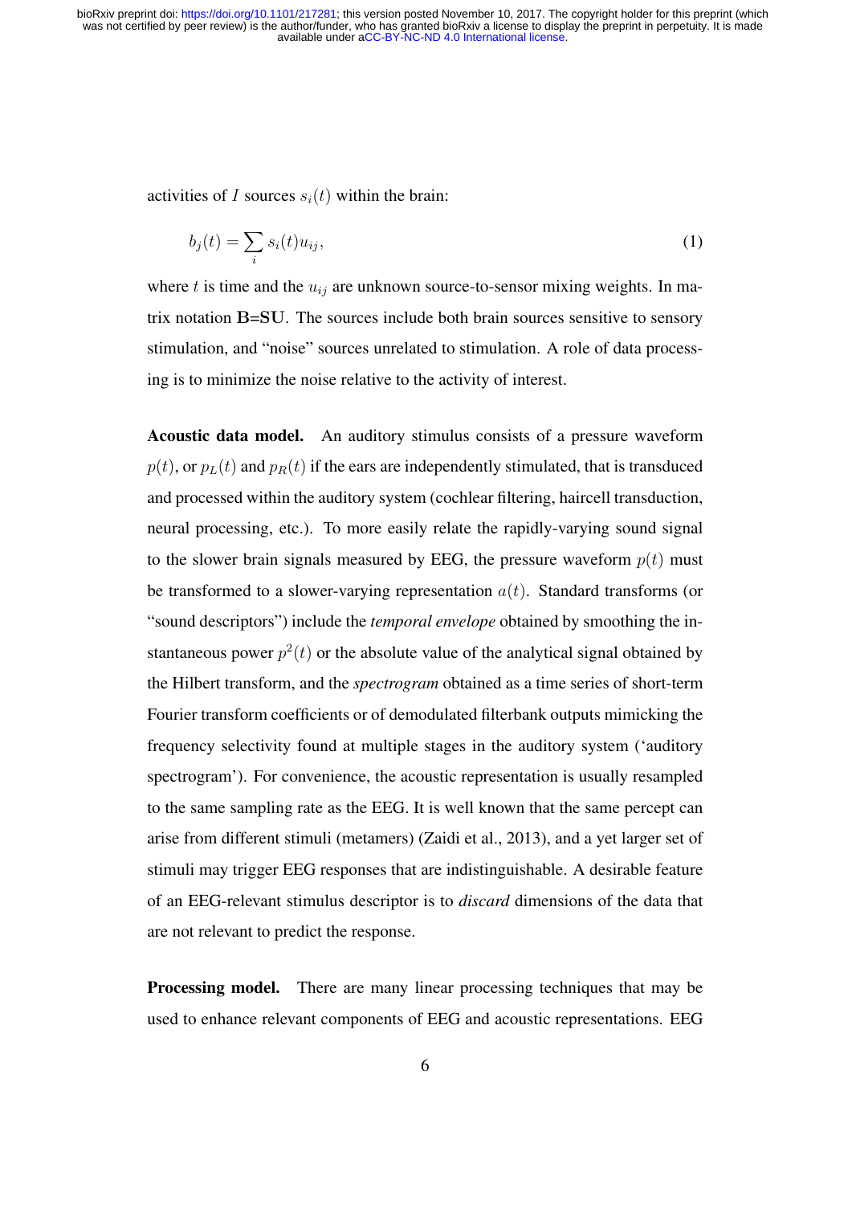activities of $I$ sources $s_i(t)$ within the brain:

$$b_j(t) = \sum_i s_i(t) u_{ij}, \tag{1}$$

where $t$ is time and the $u_{ij}$ are unknown source-to-sensor mixing weights. In matrix notation $\mathbf{B}$=$\mathbf{SU}$. The sources include both brain sources sensitive to sensory stimulation, and "noise" sources unrelated to stimulation. A role of data processing is to minimize the noise relative to the activity of interest.

**Acoustic data model.** An auditory stimulus consists of a pressure waveform $p(t)$, or $p_L(t)$ and $p_R(t)$ if the ears are independently stimulated, that is transduced and processed within the auditory system (cochlear filtering, haircell transduction, neural processing, etc.). To more easily relate the rapidly-varying sound signal to the slower brain signals measured by EEG, the pressure waveform $p(t)$ must be transformed to a slower-varying representation $a(t)$. Standard transforms (or "sound descriptors") include the *temporal envelope* obtained by smoothing the instantaneous power $p^2(t)$ or the absolute value of the analytical signal obtained by the Hilbert transform, and the *spectrogram* obtained as a time series of short-term Fourier transform coefficients or of demodulated filterbank outputs mimicking the frequency selectivity found at multiple stages in the auditory system ('auditory spectrogram'). For convenience, the acoustic representation is usually resampled to the same sampling rate as the EEG. It is well known that the same percept can arise from different stimuli (metamers) (Zaidi et al., 2013), and a yet larger set of stimuli may trigger EEG responses that are indistinguishable. A desirable feature of an EEG-relevant stimulus descriptor is to *discard* dimensions of the data that are not relevant to predict the response.

**Processing model.** There are many linear processing techniques that may be used to enhance relevant components of EEG and acoustic representations. EEG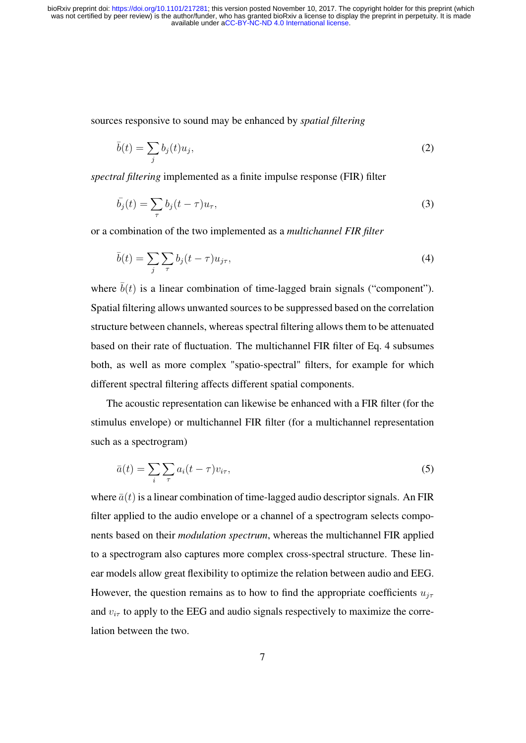sources responsive to sound may be enhanced by *spatial filtering*

$$\bar{b}(t) = \sum_j b_j(t) u_j, \tag{2}$$

*spectral filtering* implemented as a finite impulse response (FIR) filter

$$\bar{b_j}(t) = \sum_\tau b_j(t - \tau) u_\tau, \tag{3}$$

or a combination of the two implemented as a *multichannel FIR filter*

$$\bar{b}(t) = \sum_j \sum_\tau b_j(t - \tau) u_{j\tau}, \tag{4}$$

where $\bar{b}(t)$ is a linear combination of time-lagged brain signals ("component"). Spatial filtering allows unwanted sources to be suppressed based on the correlation structure between channels, whereas spectral filtering allows them to be attenuated based on their rate of fluctuation. The multichannel FIR filter of Eq. 4 subsumes both, as well as more complex "spatio-spectral" filters, for example for which different spectral filtering affects different spatial components.

The acoustic representation can likewise be enhanced with a FIR filter (for the stimulus envelope) or multichannel FIR filter (for a multichannel representation such as a spectrogram)

$$\bar{a}(t) = \sum_i \sum_\tau a_i(t - \tau) v_{i\tau}, \tag{5}$$

where $\bar{a}(t)$ is a linear combination of time-lagged audio descriptor signals. An FIR filter applied to the audio envelope or a channel of a spectrogram selects components based on their *modulation spectrum*, whereas the multichannel FIR applied to a spectrogram also captures more complex cross-spectral structure. These linear models allow great flexibility to optimize the relation between audio and EEG. However, the question remains as to how to find the appropriate coefficients $u_{j\tau}$ and $v_{i\tau}$ to apply to the EEG and audio signals respectively to maximize the correlation between the two.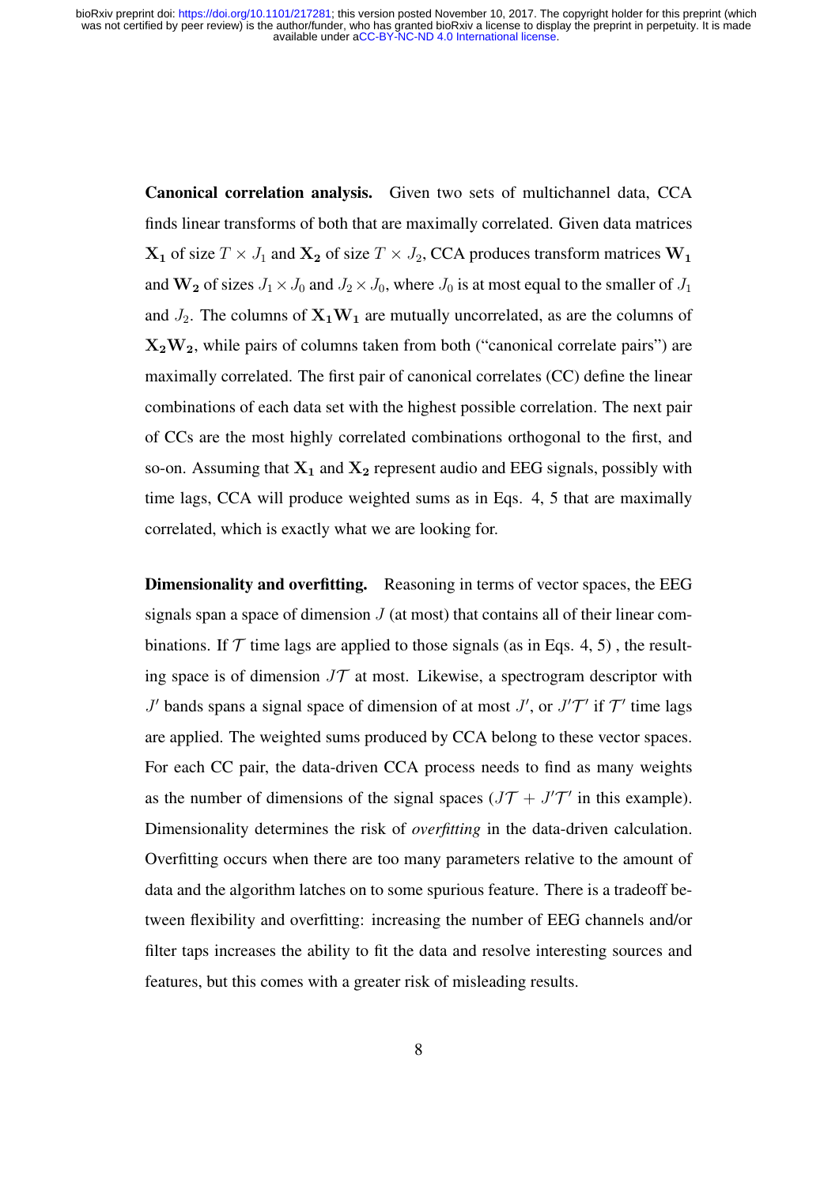**Canonical correlation analysis.** Given two sets of multichannel data, CCA finds linear transforms of both that are maximally correlated. Given data matrices $\mathbf{X_1}$ of size $T \times J_1$ and $\mathbf{X_2}$ of size $T \times J_2$, CCA produces transform matrices $\mathbf{W_1}$ and $\mathbf{W_2}$ of sizes $J_1 \times J_0$ and $J_2 \times J_0$, where $J_0$ is at most equal to the smaller of $J_1$ and $J_2$. The columns of $\mathbf{X_1 W_1}$ are mutually uncorrelated, as are the columns of $\mathbf{X_2 W_2}$, while pairs of columns taken from both ("canonical correlate pairs") are maximally correlated. The first pair of canonical correlates (CC) define the linear combinations of each data set with the highest possible correlation. The next pair of CCs are the most highly correlated combinations orthogonal to the first, and so-on. Assuming that $\mathbf{X_1}$ and $\mathbf{X_2}$ represent audio and EEG signals, possibly with time lags, CCA will produce weighted sums as in Eqs. 4, 5 that are maximally correlated, which is exactly what we are looking for.

**Dimensionality and overfitting.** Reasoning in terms of vector spaces, the EEG signals span a space of dimension $J$ (at most) that contains all of their linear combinations. If $\mathcal{T}$ time lags are applied to those signals (as in Eqs. 4, 5) , the resulting space is of dimension $J\mathcal{T}$ at most. Likewise, a spectrogram descriptor with $J'$ bands spans a signal space of dimension of at most $J'$, or $J'\mathcal{T}'$ if $\mathcal{T}'$ time lags are applied. The weighted sums produced by CCA belong to these vector spaces. For each CC pair, the data-driven CCA process needs to find as many weights as the number of dimensions of the signal spaces ($J\mathcal{T} + J'\mathcal{T}'$ in this example). Dimensionality determines the risk of *overfitting* in the data-driven calculation. Overfitting occurs when there are too many parameters relative to the amount of data and the algorithm latches on to some spurious feature. There is a tradeoff between flexibility and overfitting: increasing the number of EEG channels and/or filter taps increases the ability to fit the data and resolve interesting sources and features, but this comes with a greater risk of misleading results.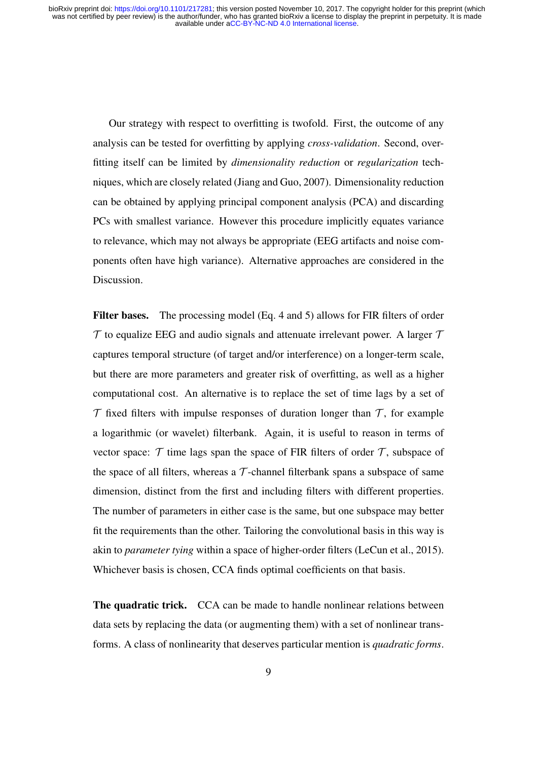Our strategy with respect to overfitting is twofold. First, the outcome of any analysis can be tested for overfitting by applying *cross-validation*. Second, overfitting itself can be limited by *dimensionality reduction* or *regularization* techniques, which are closely related (Jiang and Guo, 2007). Dimensionality reduction can be obtained by applying principal component analysis (PCA) and discarding PCs with smallest variance. However this procedure implicitly equates variance to relevance, which may not always be appropriate (EEG artifacts and noise components often have high variance). Alternative approaches are considered in the Discussion.

**Filter bases.** The processing model (Eq. 4 and 5) allows for FIR filters of order $\mathcal{T}$ to equalize EEG and audio signals and attenuate irrelevant power. A larger $\mathcal{T}$ captures temporal structure (of target and/or interference) on a longer-term scale, but there are more parameters and greater risk of overfitting, as well as a higher computational cost. An alternative is to replace the set of time lags by a set of $\mathcal{T}$ fixed filters with impulse responses of duration longer than $\mathcal{T}$, for example a logarithmic (or wavelet) filterbank. Again, it is useful to reason in terms of vector space: $\mathcal{T}$ time lags span the space of FIR filters of order $\mathcal{T}$, subspace of the space of all filters, whereas a $\mathcal{T}$-channel filterbank spans a subspace of same dimension, distinct from the first and including filters with different properties. The number of parameters in either case is the same, but one subspace may better fit the requirements than the other. Tailoring the convolutional basis in this way is akin to *parameter tying* within a space of higher-order filters (LeCun et al., 2015). Whichever basis is chosen, CCA finds optimal coefficients on that basis.

**The quadratic trick.** CCA can be made to handle nonlinear relations between data sets by replacing the data (or augmenting them) with a set of nonlinear transforms. A class of nonlinearity that deserves particular mention is *quadratic forms*.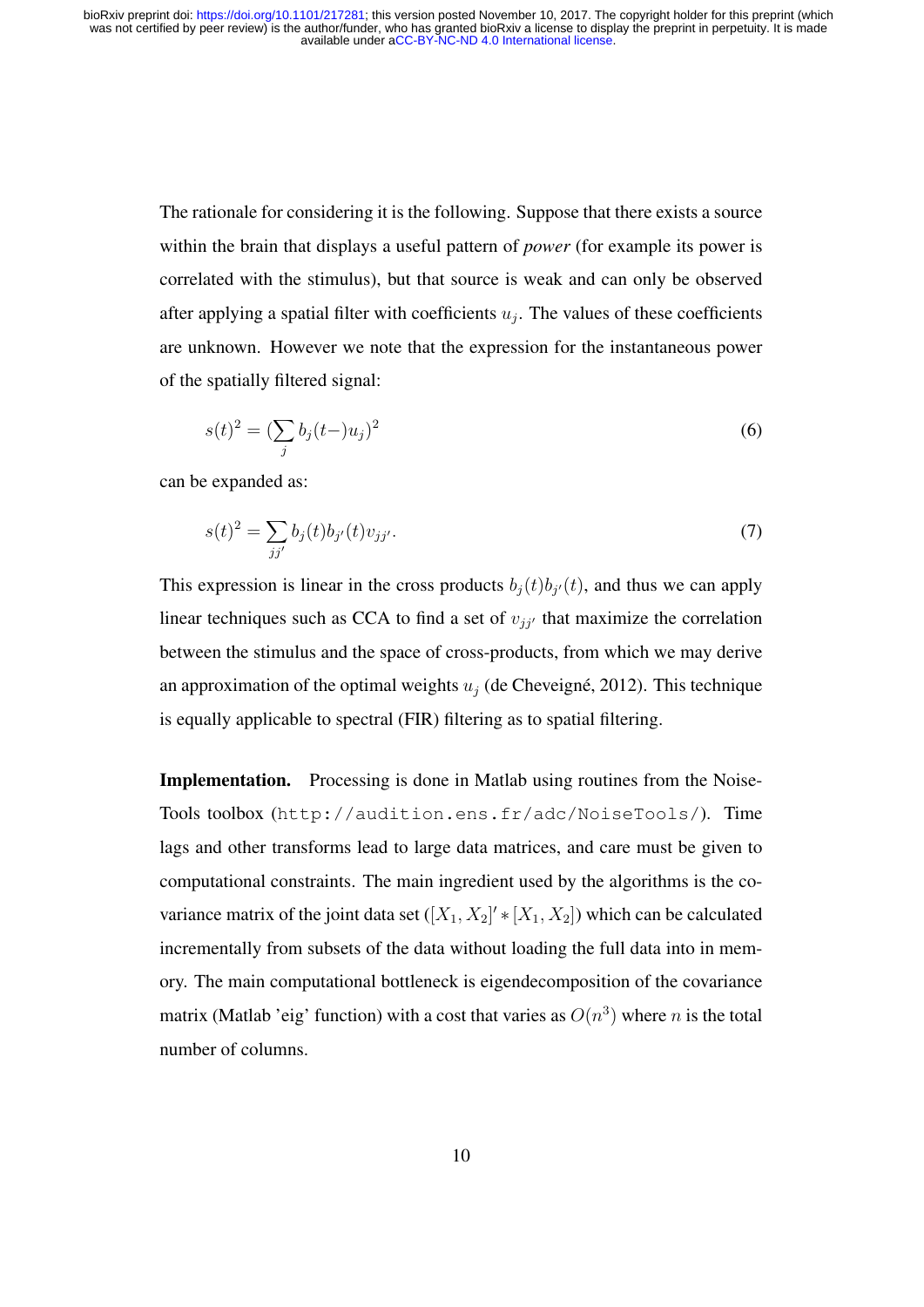The rationale for considering it is the following. Suppose that there exists a source within the brain that displays a useful pattern of *power* (for example its power is correlated with the stimulus), but that source is weak and can only be observed after applying a spatial filter with coefficients $u_j$. The values of these coefficients are unknown. However we note that the expression for the instantaneous power of the spatially filtered signal:

$$s(t)^2 = (\sum_j b_j(t-)u_j)^2 \tag{6}$$

can be expanded as:

$$s(t)^2 = \sum_{jj'} b_j(t)b_{j'}(t)v_{jj'}. \tag{7}$$

This expression is linear in the cross products $b_j(t)b_{j'}(t)$, and thus we can apply linear techniques such as CCA to find a set of $v_{jj'}$ that maximize the correlation between the stimulus and the space of cross-products, from which we may derive an approximation of the optimal weights $u_j$ (de Cheveigné, 2012). This technique is equally applicable to spectral (FIR) filtering as to spatial filtering.

**Implementation.** Processing is done in Matlab using routines from the NoiseTools toolbox (`http://audition.ens.fr/adc/NoiseTools/`). Time lags and other transforms lead to large data matrices, and care must be given to computational constraints. The main ingredient used by the algorithms is the covariance matrix of the joint data set ($[X_1, X_2]' * [X_1, X_2]$) which can be calculated incrementally from subsets of the data without loading the full data into in memory. The main computational bottleneck is eigendecomposition of the covariance matrix (Matlab 'eig' function) with a cost that varies as $O(n^3)$ where $n$ is the total number of columns.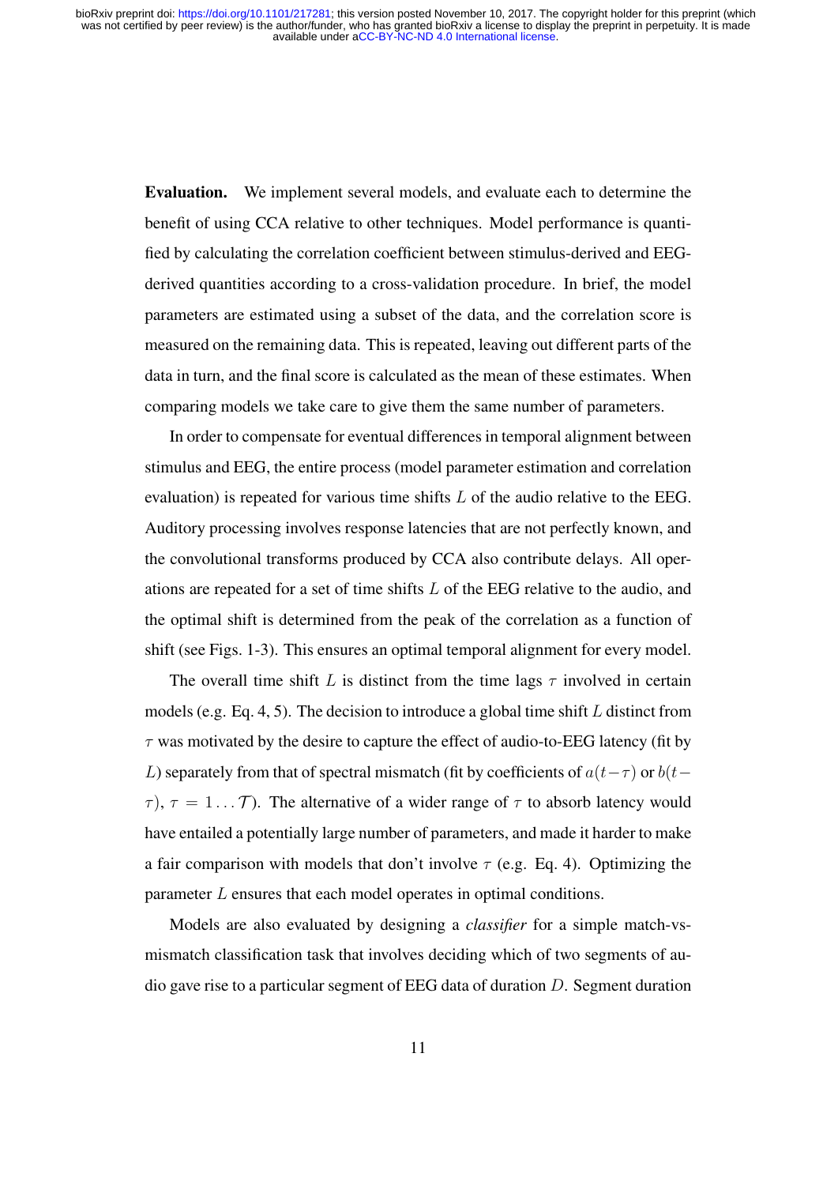**Evaluation.** We implement several models, and evaluate each to determine the benefit of using CCA relative to other techniques. Model performance is quantified by calculating the correlation coefficient between stimulus-derived and EEG-derived quantities according to a cross-validation procedure. In brief, the model parameters are estimated using a subset of the data, and the correlation score is measured on the remaining data. This is repeated, leaving out different parts of the data in turn, and the final score is calculated as the mean of these estimates. When comparing models we take care to give them the same number of parameters.

In order to compensate for eventual differences in temporal alignment between stimulus and EEG, the entire process (model parameter estimation and correlation evaluation) is repeated for various time shifts $L$ of the audio relative to the EEG. Auditory processing involves response latencies that are not perfectly known, and the convolutional transforms produced by CCA also contribute delays. All operations are repeated for a set of time shifts $L$ of the EEG relative to the audio, and the optimal shift is determined from the peak of the correlation as a function of shift (see Figs. 1-3). This ensures an optimal temporal alignment for every model.

The overall time shift $L$ is distinct from the time lags $\tau$ involved in certain models (e.g. Eq. 4, 5). The decision to introduce a global time shift $L$ distinct from $\tau$ was motivated by the desire to capture the effect of audio-to-EEG latency (fit by $L$) separately from that of spectral mismatch (fit by coefficients of $a(t-\tau)$ or $b(t-\tau)$, $\tau = 1 \dots \mathcal{T}$). The alternative of a wider range of $\tau$ to absorb latency would have entailed a potentially large number of parameters, and made it harder to make a fair comparison with models that don't involve $\tau$ (e.g. Eq. 4). Optimizing the parameter $L$ ensures that each model operates in optimal conditions.

Models are also evaluated by designing a *classifier* for a simple match-vs-mismatch classification task that involves deciding which of two segments of audio gave rise to a particular segment of EEG data of duration $D$. Segment duration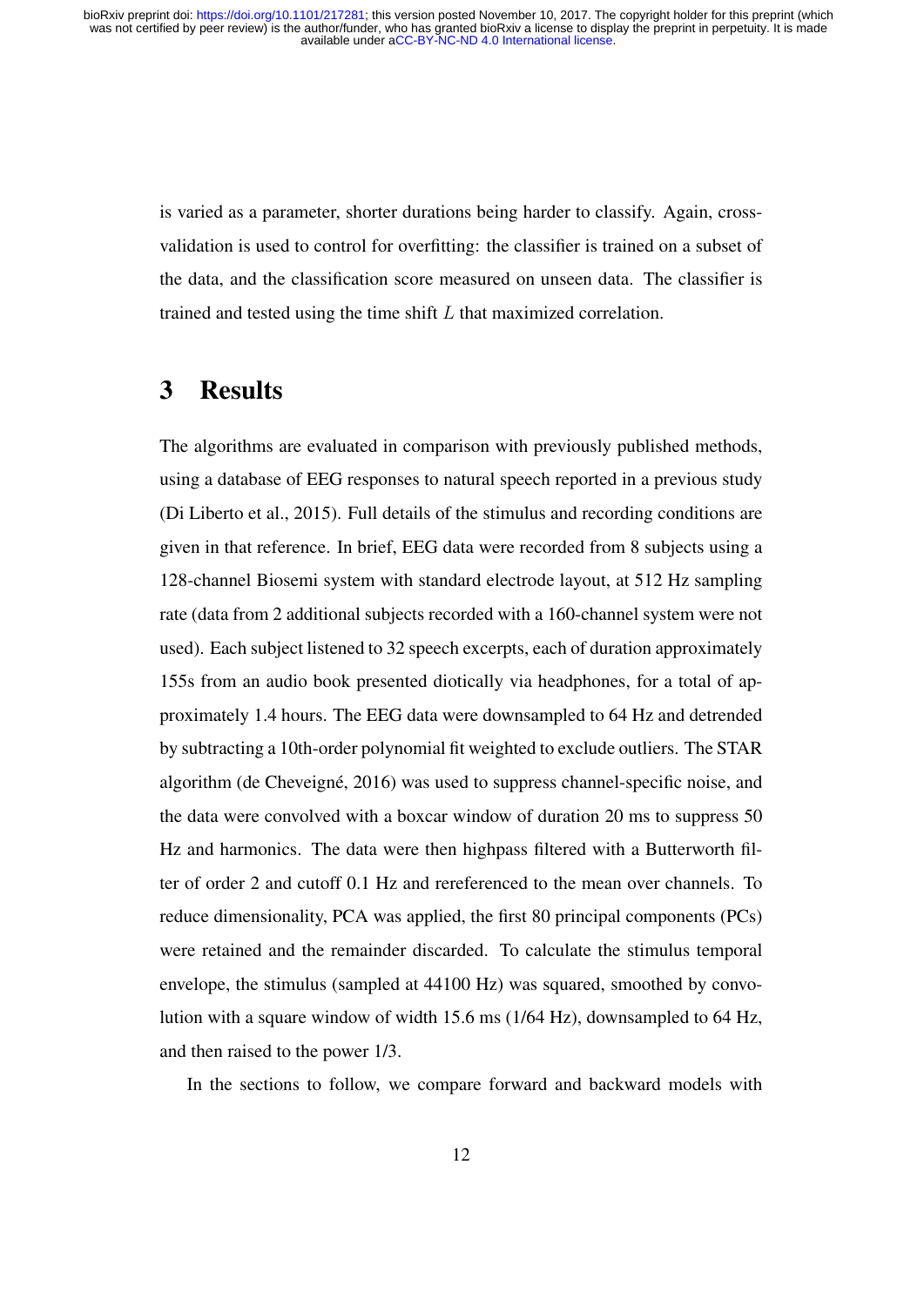is varied as a parameter, shorter durations being harder to classify. Again, cross-validation is used to control for overfitting: the classifier is trained on a subset of the data, and the classification score measured on unseen data. The classifier is trained and tested using the time shift $L$ that maximized correlation.

# 3 Results

The algorithms are evaluated in comparison with previously published methods, using a database of EEG responses to natural speech reported in a previous study (Di Liberto et al., 2015). Full details of the stimulus and recording conditions are given in that reference. In brief, EEG data were recorded from 8 subjects using a 128-channel Biosemi system with standard electrode layout, at 512 Hz sampling rate (data from 2 additional subjects recorded with a 160-channel system were not used). Each subject listened to 32 speech excerpts, each of duration approximately 155s from an audio book presented diotically via headphones, for a total of approximately 1.4 hours. The EEG data were downsampled to 64 Hz and detrended by subtracting a 10th-order polynomial fit weighted to exclude outliers. The STAR algorithm (de Cheveigné, 2016) was used to suppress channel-specific noise, and the data were convolved with a boxcar window of duration 20 ms to suppress 50 Hz and harmonics. The data were then highpass filtered with a Butterworth filter of order 2 and cutoff 0.1 Hz and rereferenced to the mean over channels. To reduce dimensionality, PCA was applied, the first 80 principal components (PCs) were retained and the remainder discarded. To calculate the stimulus temporal envelope, the stimulus (sampled at 44100 Hz) was squared, smoothed by convolution with a square window of width 15.6 ms (1/64 Hz), downsampled to 64 Hz, and then raised to the power 1/3.

In the sections to follow, we compare forward and backward models with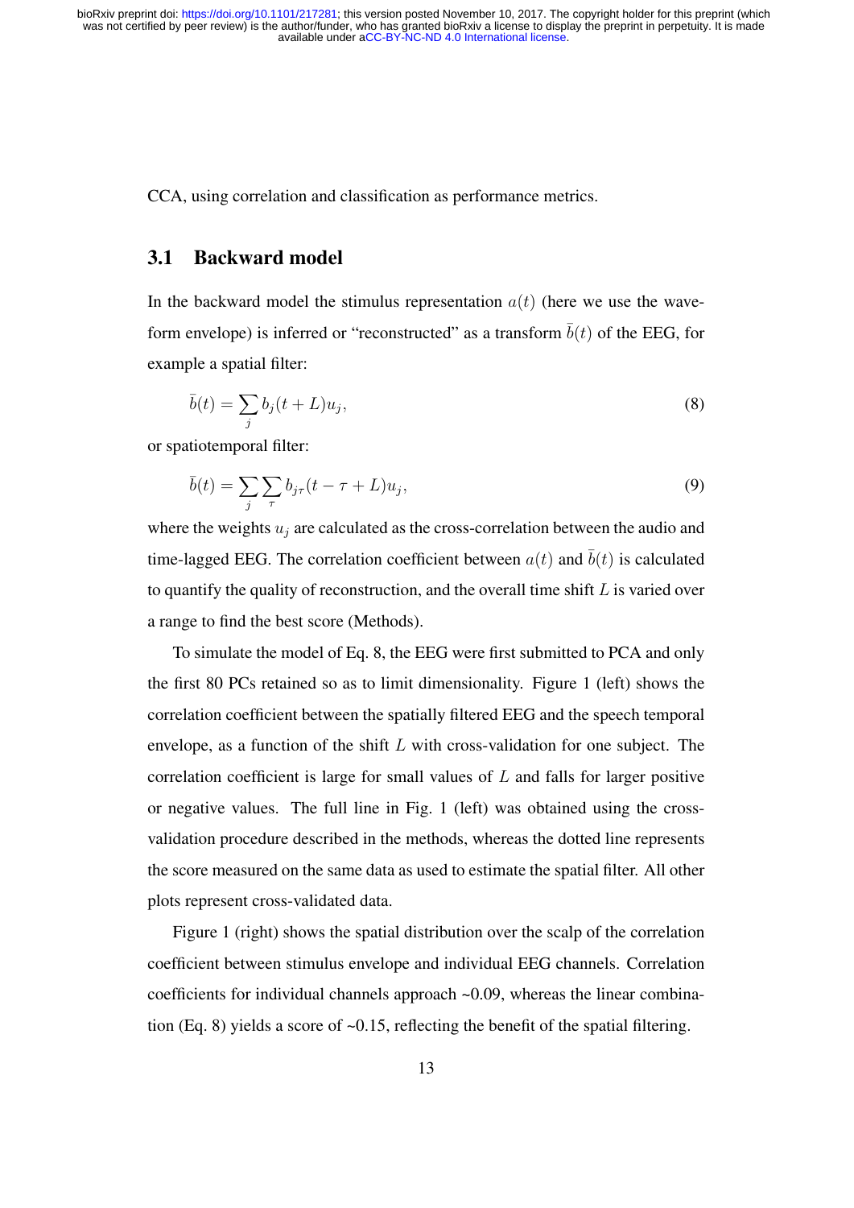CCA, using correlation and classification as performance metrics.

## 3.1 Backward model

In the backward model the stimulus representation $a(t)$ (here we use the waveform envelope) is inferred or "reconstructed" as a transform $\bar{b}(t)$ of the EEG, for example a spatial filter:

$$\bar{b}(t) = \sum_j b_j(t + L)u_j, \tag{8}$$

or spatiotemporal filter:

$$\bar{b}(t) = \sum_j \sum_\tau b_{j\tau}(t - \tau + L)u_j, \tag{9}$$

where the weights $u_j$ are calculated as the cross-correlation between the audio and time-lagged EEG. The correlation coefficient between $a(t)$ and $\bar{b}(t)$ is calculated to quantify the quality of reconstruction, and the overall time shift $L$ is varied over a range to find the best score (Methods).

To simulate the model of Eq. 8, the EEG were first submitted to PCA and only the first 80 PCs retained so as to limit dimensionality. Figure 1 (left) shows the correlation coefficient between the spatially filtered EEG and the speech temporal envelope, as a function of the shift $L$ with cross-validation for one subject. The correlation coefficient is large for small values of $L$ and falls for larger positive or negative values. The full line in Fig. 1 (left) was obtained using the cross-validation procedure described in the methods, whereas the dotted line represents the score measured on the same data as used to estimate the spatial filter. All other plots represent cross-validated data.

Figure 1 (right) shows the spatial distribution over the scalp of the correlation coefficient between stimulus envelope and individual EEG channels. Correlation coefficients for individual channels approach ~0.09, whereas the linear combination (Eq. 8) yields a score of ~0.15, reflecting the benefit of the spatial filtering.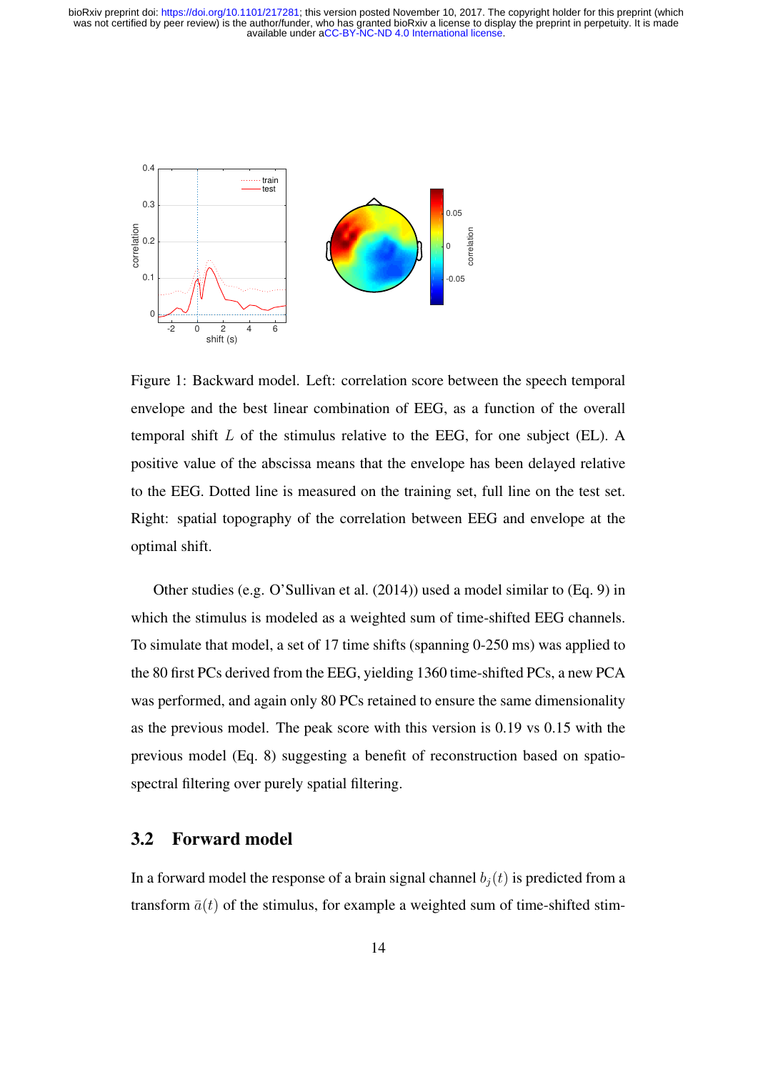Figure 1: Backward model. Left: correlation score between the speech temporal envelope and the best linear combination of EEG, as a function of the overall temporal shift $L$ of the stimulus relative to the EEG, for one subject (EL). A positive value of the abscissa means that the envelope has been delayed relative to the EEG. Dotted line is measured on the training set, full line on the test set. Right: spatial topography of the correlation between EEG and envelope at the optimal shift.

Other studies (e.g. O'Sullivan et al. (2014)) used a model similar to (Eq. 9) in which the stimulus is modeled as a weighted sum of time-shifted EEG channels. To simulate that model, a set of 17 time shifts (spanning 0-250 ms) was applied to the 80 first PCs derived from the EEG, yielding 1360 time-shifted PCs, a new PCA was performed, and again only 80 PCs retained to ensure the same dimensionality as the previous model. The peak score with this version is 0.19 vs 0.15 with the previous model (Eq. 8) suggesting a benefit of reconstruction based on spatio-spectral filtering over purely spatial filtering.

## 3.2 Forward model

In a forward model the response of a brain signal channel $b_j(t)$ is predicted from a transform $\bar{a}(t)$ of the stimulus, for example a weighted sum of time-shifted stim-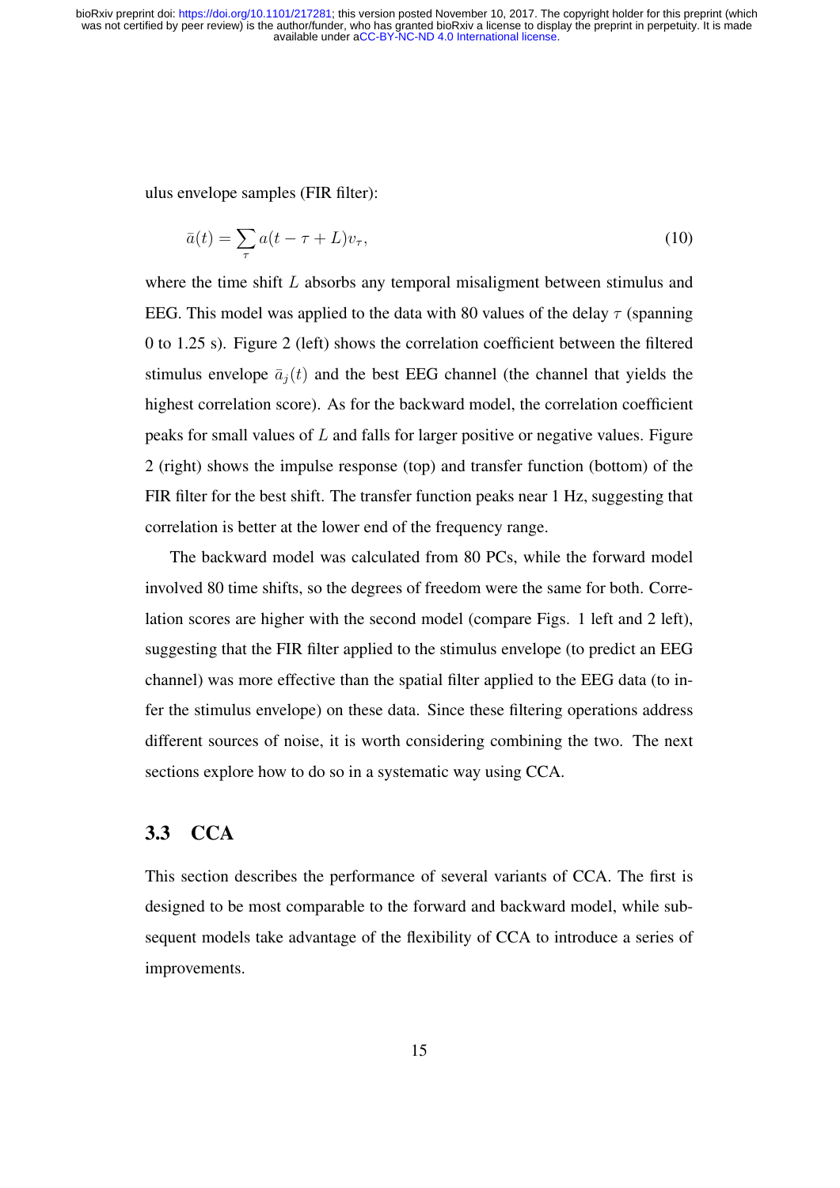ulus envelope samples (FIR filter):

$$\bar{a}(t) = \sum_{\tau} a(t - \tau + L) v_{\tau}, \tag{10}$$

where the time shift $L$ absorbs any temporal misaligment between stimulus and EEG. This model was applied to the data with 80 values of the delay $\tau$ (spanning 0 to 1.25 s). Figure 2 (left) shows the correlation coefficient between the filtered stimulus envelope $\bar{a}_j(t)$ and the best EEG channel (the channel that yields the highest correlation score). As for the backward model, the correlation coefficient peaks for small values of $L$ and falls for larger positive or negative values. Figure 2 (right) shows the impulse response (top) and transfer function (bottom) of the FIR filter for the best shift. The transfer function peaks near 1 Hz, suggesting that correlation is better at the lower end of the frequency range.

The backward model was calculated from 80 PCs, while the forward model involved 80 time shifts, so the degrees of freedom were the same for both. Correlation scores are higher with the second model (compare Figs. 1 left and 2 left), suggesting that the FIR filter applied to the stimulus envelope (to predict an EEG channel) was more effective than the spatial filter applied to the EEG data (to infer the stimulus envelope) on these data. Since these filtering operations address different sources of noise, it is worth considering combining the two. The next sections explore how to do so in a systematic way using CCA.

## 3.3 CCA

This section describes the performance of several variants of CCA. The first is designed to be most comparable to the forward and backward model, while subsequent models take advantage of the flexibility of CCA to introduce a series of improvements.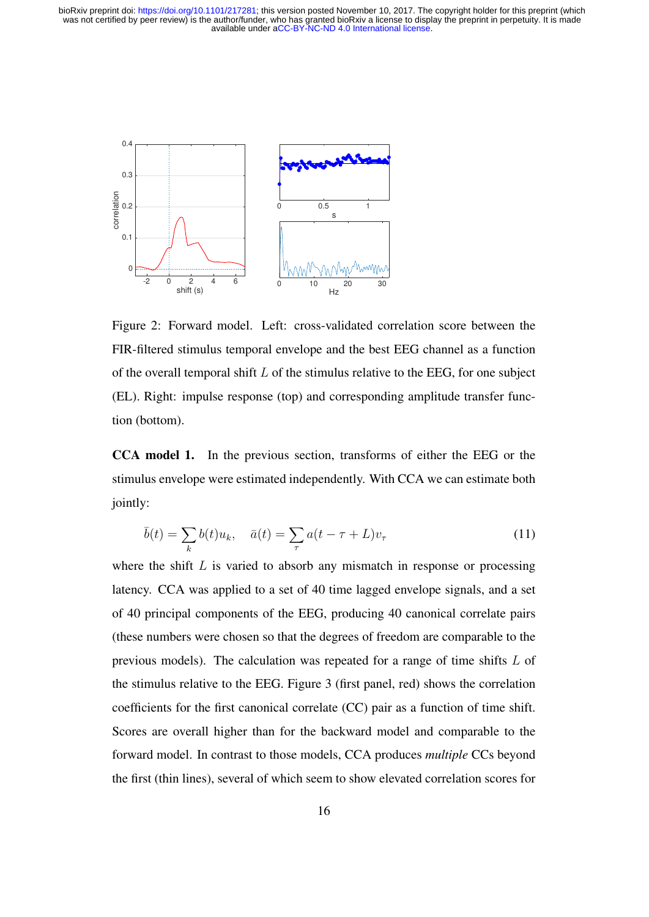Figure 2: Forward model. Left: cross-validated correlation score between the FIR-filtered stimulus temporal envelope and the best EEG channel as a function of the overall temporal shift $L$ of the stimulus relative to the EEG, for one subject (EL). Right: impulse response (top) and corresponding amplitude transfer function (bottom).

**CCA model 1.** In the previous section, transforms of either the EEG or the stimulus envelope were estimated independently. With CCA we can estimate both jointly:

$$\bar{b}(t) = \sum_k b(t) u_k, \quad \bar{a}(t) = \sum_\tau a(t - \tau + L) v_\tau \tag{11}$$

where the shift $L$ is varied to absorb any mismatch in response or processing latency. CCA was applied to a set of 40 time lagged envelope signals, and a set of 40 principal components of the EEG, producing 40 canonical correlate pairs (these numbers were chosen so that the degrees of freedom are comparable to the previous models). The calculation was repeated for a range of time shifts $L$ of the stimulus relative to the EEG. Figure 3 (first panel, red) shows the correlation coefficients for the first canonical correlate (CC) pair as a function of time shift. Scores are overall higher than for the backward model and comparable to the forward model. In contrast to those models, CCA produces *multiple* CCs beyond the first (thin lines), several of which seem to show elevated correlation scores for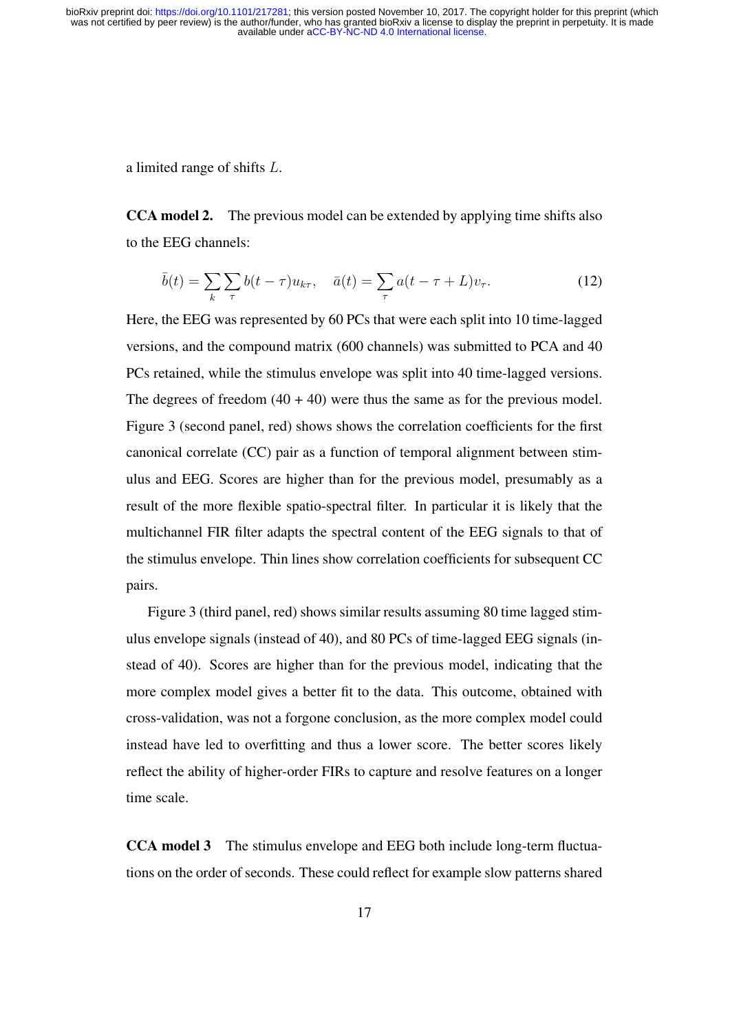a limited range of shifts $L$.

**CCA model 2.** The previous model can be extended by applying time shifts also to the EEG channels:

$$\bar{b}(t) = \sum_k \sum_\tau b(t-\tau) u_{k\tau}, \quad \bar{a}(t) = \sum_\tau a(t-\tau+L) v_\tau. \tag{12}$$

Here, the EEG was represented by 60 PCs that were each split into 10 time-lagged versions, and the compound matrix (600 channels) was submitted to PCA and 40 PCs retained, while the stimulus envelope was split into 40 time-lagged versions. The degrees of freedom (40 + 40) were thus the same as for the previous model. Figure 3 (second panel, red) shows shows the correlation coefficients for the first canonical correlate (CC) pair as a function of temporal alignment between stimulus and EEG. Scores are higher than for the previous model, presumably as a result of the more flexible spatio-spectral filter. In particular it is likely that the multichannel FIR filter adapts the spectral content of the EEG signals to that of the stimulus envelope. Thin lines show correlation coefficients for subsequent CC pairs.

Figure 3 (third panel, red) shows similar results assuming 80 time lagged stimulus envelope signals (instead of 40), and 80 PCs of time-lagged EEG signals (instead of 40). Scores are higher than for the previous model, indicating that the more complex model gives a better fit to the data. This outcome, obtained with cross-validation, was not a forgone conclusion, as the more complex model could instead have led to overfitting and thus a lower score. The better scores likely reflect the ability of higher-order FIRs to capture and resolve features on a longer time scale.

**CCA model 3** The stimulus envelope and EEG both include long-term fluctuations on the order of seconds. These could reflect for example slow patterns shared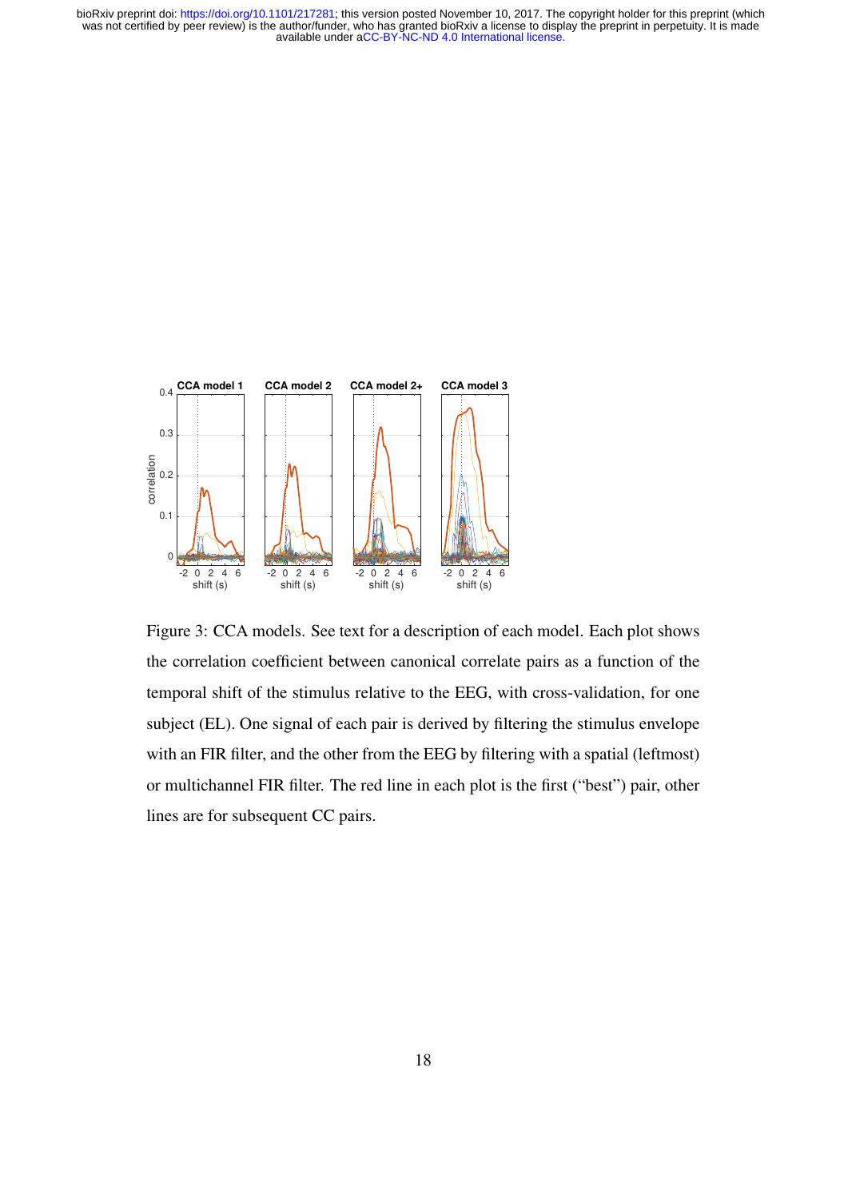Figure 3: CCA models. See text for a description of each model. Each plot shows the correlation coefficient between canonical correlate pairs as a function of the temporal shift of the stimulus relative to the EEG, with cross-validation, for one subject (EL). One signal of each pair is derived by filtering the stimulus envelope with an FIR filter, and the other from the EEG by filtering with a spatial (leftmost) or multichannel FIR filter. The red line in each plot is the first ("best") pair, other lines are for subsequent CC pairs.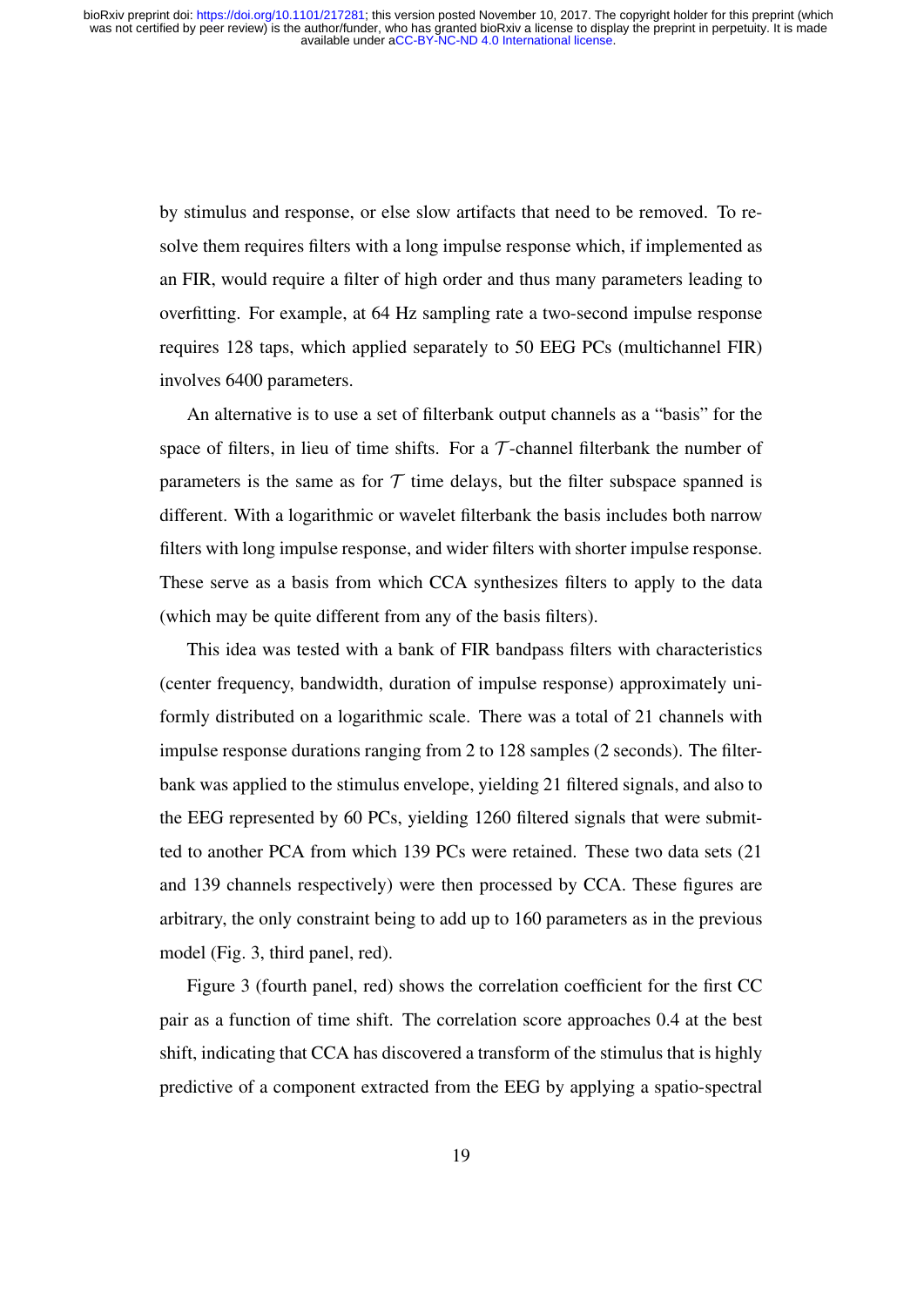by stimulus and response, or else slow artifacts that need to be removed. To resolve them requires filters with a long impulse response which, if implemented as an FIR, would require a filter of high order and thus many parameters leading to overfitting. For example, at 64 Hz sampling rate a two-second impulse response requires 128 taps, which applied separately to 50 EEG PCs (multichannel FIR) involves 6400 parameters.

An alternative is to use a set of filterbank output channels as a "basis" for the space of filters, in lieu of time shifts. For a $\mathcal{T}$-channel filterbank the number of parameters is the same as for $\mathcal{T}$ time delays, but the filter subspace spanned is different. With a logarithmic or wavelet filterbank the basis includes both narrow filters with long impulse response, and wider filters with shorter impulse response. These serve as a basis from which CCA synthesizes filters to apply to the data (which may be quite different from any of the basis filters).

This idea was tested with a bank of FIR bandpass filters with characteristics (center frequency, bandwidth, duration of impulse response) approximately uniformly distributed on a logarithmic scale. There was a total of 21 channels with impulse response durations ranging from 2 to 128 samples (2 seconds). The filterbank was applied to the stimulus envelope, yielding 21 filtered signals, and also to the EEG represented by 60 PCs, yielding 1260 filtered signals that were submitted to another PCA from which 139 PCs were retained. These two data sets (21 and 139 channels respectively) were then processed by CCA. These figures are arbitrary, the only constraint being to add up to 160 parameters as in the previous model (Fig. 3, third panel, red).

Figure 3 (fourth panel, red) shows the correlation coefficient for the first CC pair as a function of time shift. The correlation score approaches 0.4 at the best shift, indicating that CCA has discovered a transform of the stimulus that is highly predictive of a component extracted from the EEG by applying a spatio-spectral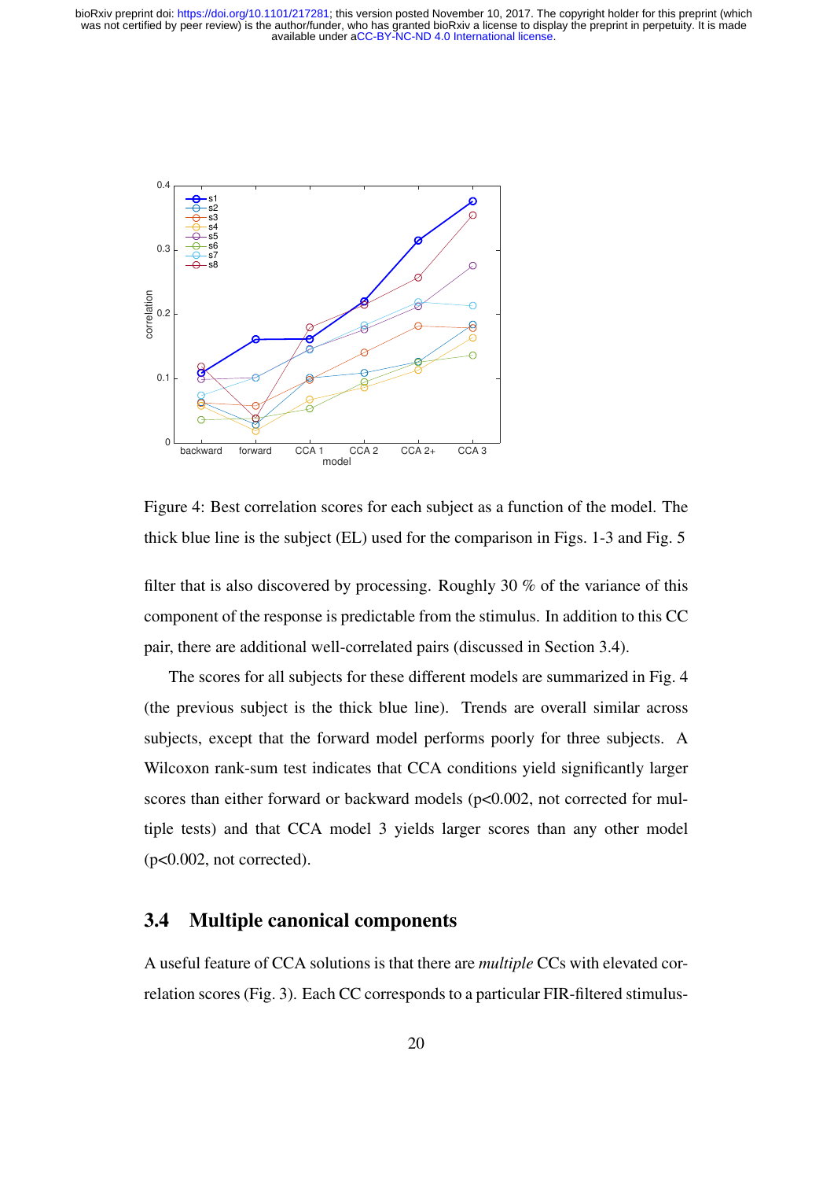Figure 4: Best correlation scores for each subject as a function of the model. The thick blue line is the subject (EL) used for the comparison in Figs. 1-3 and Fig. 5

filter that is also discovered by processing. Roughly 30 % of the variance of this component of the response is predictable from the stimulus. In addition to this CC pair, there are additional well-correlated pairs (discussed in Section 3.4).

The scores for all subjects for these different models are summarized in Fig. 4 (the previous subject is the thick blue line). Trends are overall similar across subjects, except that the forward model performs poorly for three subjects. A Wilcoxon rank-sum test indicates that CCA conditions yield significantly larger scores than either forward or backward models ($p<0.002$, not corrected for multiple tests) and that CCA model 3 yields larger scores than any other model ($p<0.002$, not corrected).

## 3.4 Multiple canonical components

A useful feature of CCA solutions is that there are *multiple* CCs with elevated correlation scores (Fig. 3). Each CC corresponds to a particular FIR-filtered stimulus-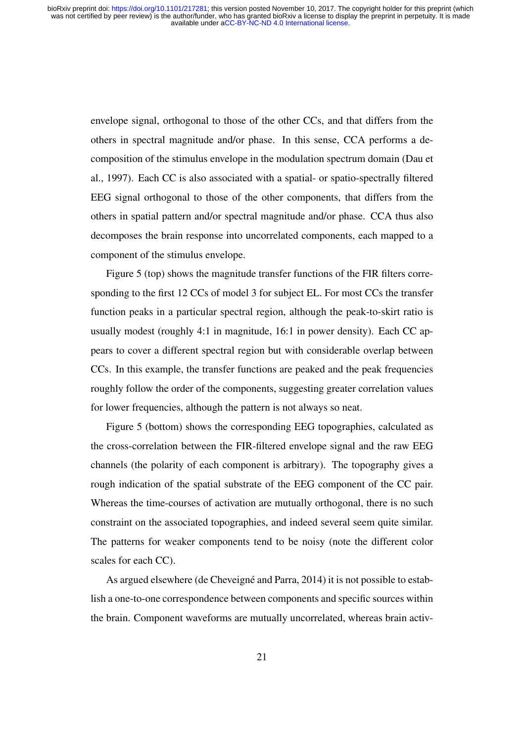envelope signal, orthogonal to those of the other CCs, and that differs from the others in spectral magnitude and/or phase. In this sense, CCA performs a decomposition of the stimulus envelope in the modulation spectrum domain (Dau et al., 1997). Each CC is also associated with a spatial- or spatio-spectrally filtered EEG signal orthogonal to those of the other components, that differs from the others in spatial pattern and/or spectral magnitude and/or phase. CCA thus also decomposes the brain response into uncorrelated components, each mapped to a component of the stimulus envelope.

Figure 5 (top) shows the magnitude transfer functions of the FIR filters corresponding to the first 12 CCs of model 3 for subject EL. For most CCs the transfer function peaks in a particular spectral region, although the peak-to-skirt ratio is usually modest (roughly 4:1 in magnitude, 16:1 in power density). Each CC appears to cover a different spectral region but with considerable overlap between CCs. In this example, the transfer functions are peaked and the peak frequencies roughly follow the order of the components, suggesting greater correlation values for lower frequencies, although the pattern is not always so neat.

Figure 5 (bottom) shows the corresponding EEG topographies, calculated as the cross-correlation between the FIR-filtered envelope signal and the raw EEG channels (the polarity of each component is arbitrary). The topography gives a rough indication of the spatial substrate of the EEG component of the CC pair. Whereas the time-courses of activation are mutually orthogonal, there is no such constraint on the associated topographies, and indeed several seem quite similar. The patterns for weaker components tend to be noisy (note the different color scales for each CC).

As argued elsewhere (de Cheveigné and Parra, 2014) it is not possible to establish a one-to-one correspondence between components and specific sources within the brain. Component waveforms are mutually uncorrelated, whereas brain activ-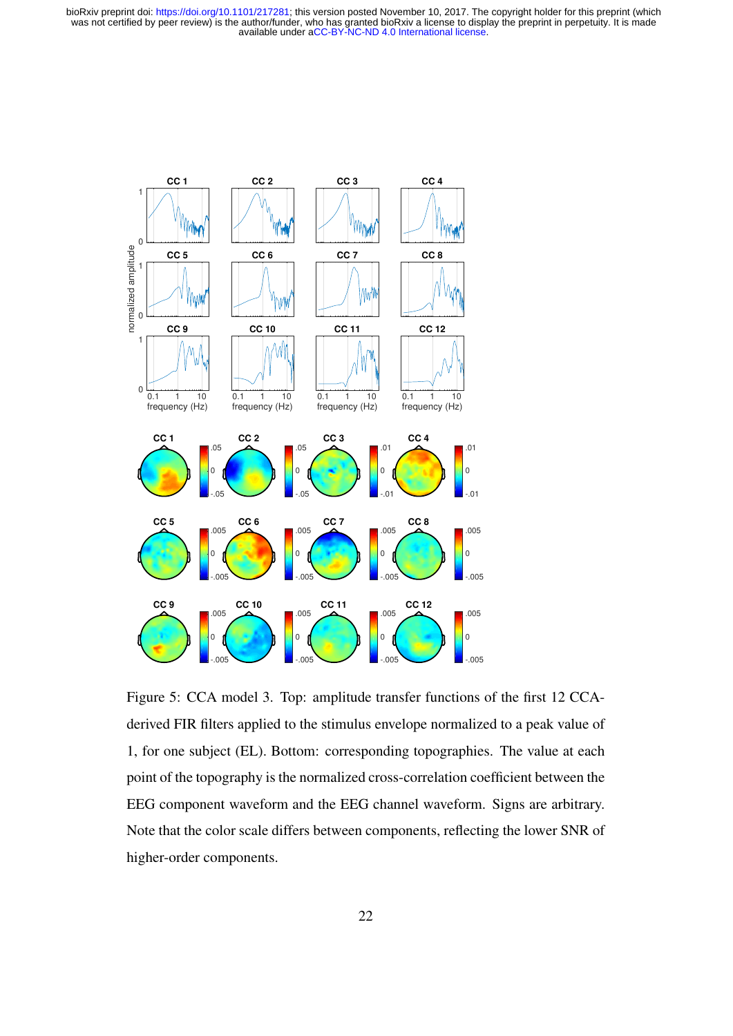Figure 5: CCA model 3. Top: amplitude transfer functions of the first 12 CCA-derived FIR filters applied to the stimulus envelope normalized to a peak value of 1, for one subject (EL). Bottom: corresponding topographies. The value at each point of the topography is the normalized cross-correlation coefficient between the EEG component waveform and the EEG channel waveform. Signs are arbitrary. Note that the color scale differs between components, reflecting the lower SNR of higher-order components.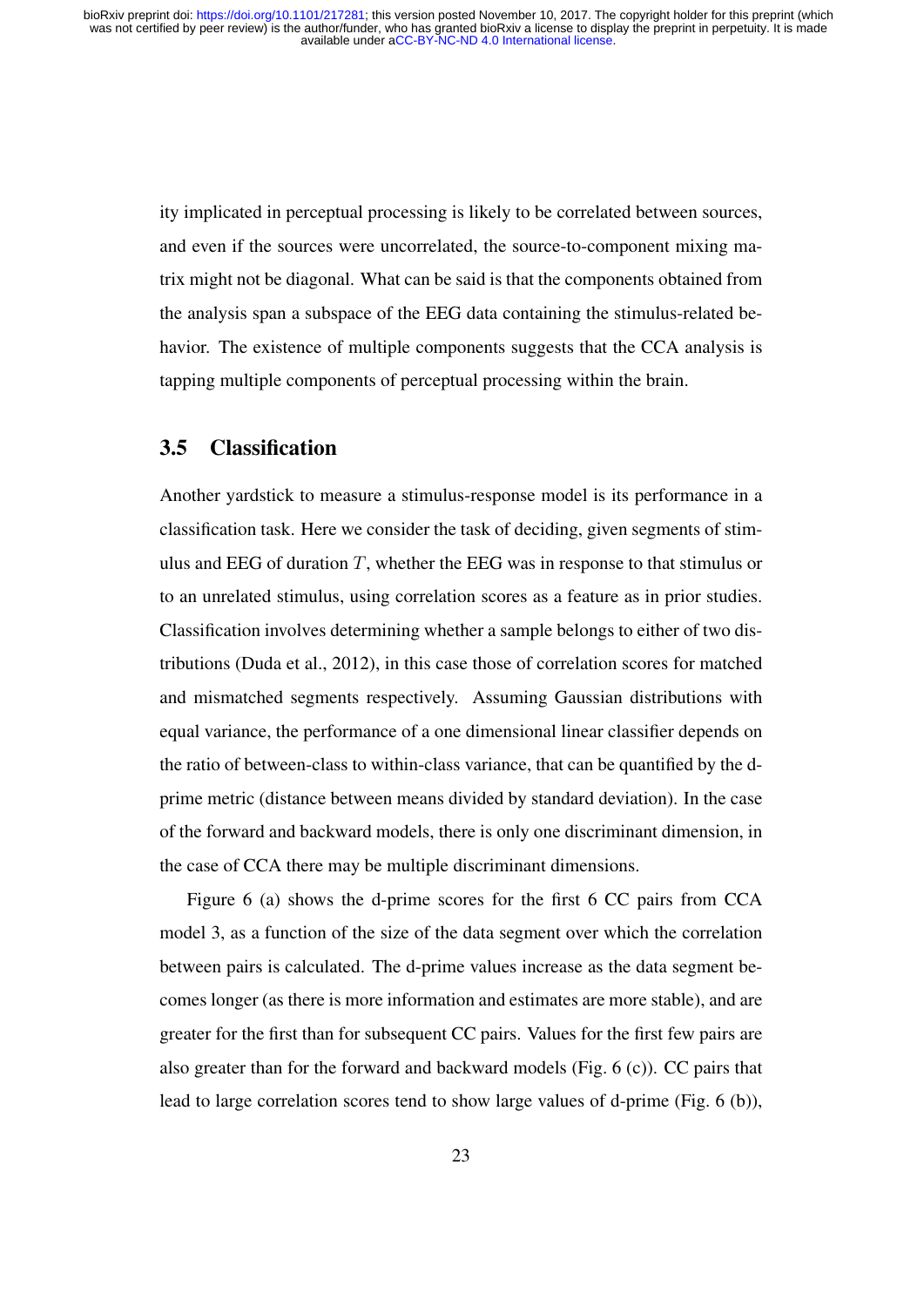ity implicated in perceptual processing is likely to be correlated between sources, and even if the sources were uncorrelated, the source-to-component mixing matrix might not be diagonal. What can be said is that the components obtained from the analysis span a subspace of the EEG data containing the stimulus-related behavior. The existence of multiple components suggests that the CCA analysis is tapping multiple components of perceptual processing within the brain.

## 3.5 Classification

Another yardstick to measure a stimulus-response model is its performance in a classification task. Here we consider the task of deciding, given segments of stimulus and EEG of duration $T$, whether the EEG was in response to that stimulus or to an unrelated stimulus, using correlation scores as a feature as in prior studies. Classification involves determining whether a sample belongs to either of two distributions (Duda et al., 2012), in this case those of correlation scores for matched and mismatched segments respectively. Assuming Gaussian distributions with equal variance, the performance of a one dimensional linear classifier depends on the ratio of between-class to within-class variance, that can be quantified by the d-prime metric (distance between means divided by standard deviation). In the case of the forward and backward models, there is only one discriminant dimension, in the case of CCA there may be multiple discriminant dimensions.

Figure 6 (a) shows the d-prime scores for the first 6 CC pairs from CCA model 3, as a function of the size of the data segment over which the correlation between pairs is calculated. The d-prime values increase as the data segment becomes longer (as there is more information and estimates are more stable), and are greater for the first than for subsequent CC pairs. Values for the first few pairs are also greater than for the forward and backward models (Fig. 6 (c)). CC pairs that lead to large correlation scores tend to show large values of d-prime (Fig. 6 (b)),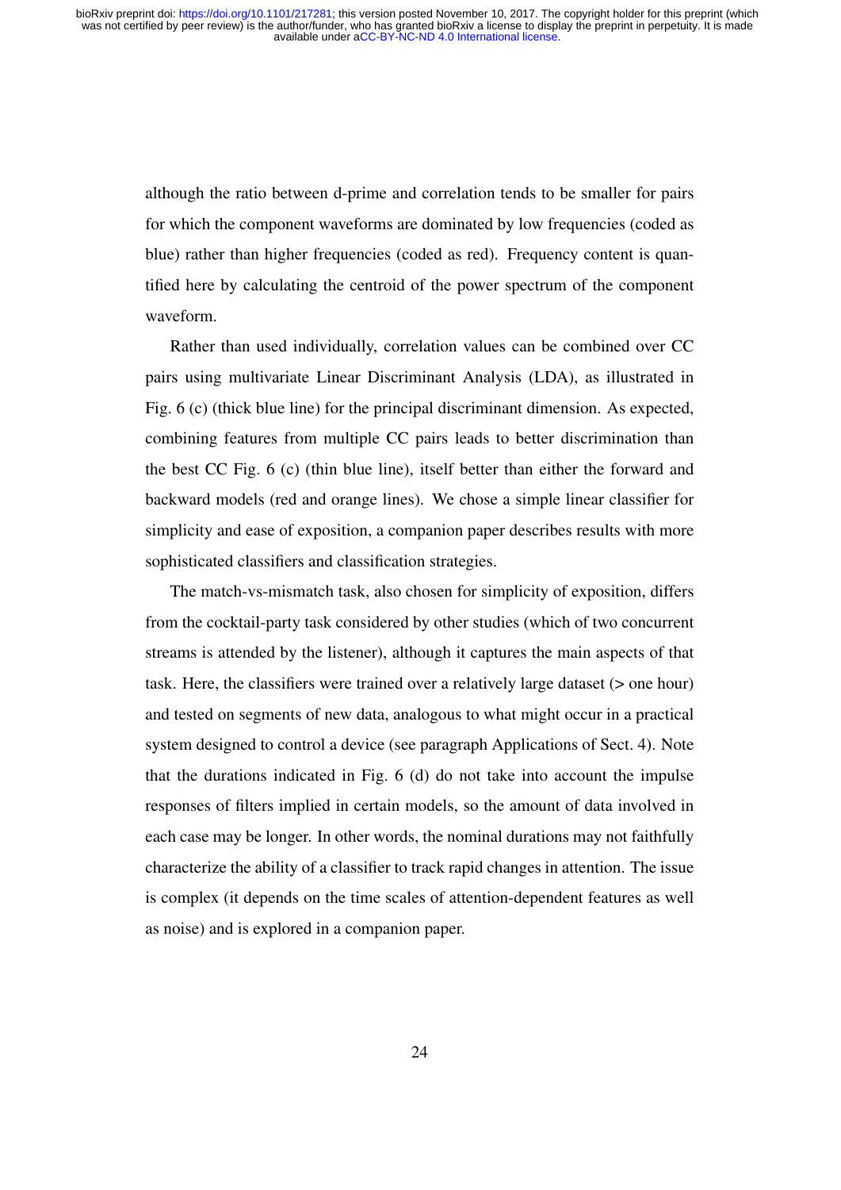although the ratio between d-prime and correlation tends to be smaller for pairs for which the component waveforms are dominated by low frequencies (coded as blue) rather than higher frequencies (coded as red). Frequency content is quantified here by calculating the centroid of the power spectrum of the component waveform.

Rather than used individually, correlation values can be combined over CC pairs using multivariate Linear Discriminant Analysis (LDA), as illustrated in Fig. 6 (c) (thick blue line) for the principal discriminant dimension. As expected, combining features from multiple CC pairs leads to better discrimination than the best CC Fig. 6 (c) (thin blue line), itself better than either the forward and backward models (red and orange lines). We chose a simple linear classifier for simplicity and ease of exposition, a companion paper describes results with more sophisticated classifiers and classification strategies.

The match-vs-mismatch task, also chosen for simplicity of exposition, differs from the cocktail-party task considered by other studies (which of two concurrent streams is attended by the listener), although it captures the main aspects of that task. Here, the classifiers were trained over a relatively large dataset (> one hour) and tested on segments of new data, analogous to what might occur in a practical system designed to control a device (see paragraph Applications of Sect. 4). Note that the durations indicated in Fig. 6 (d) do not take into account the impulse responses of filters implied in certain models, so the amount of data involved in each case may be longer. In other words, the nominal durations may not faithfully characterize the ability of a classifier to track rapid changes in attention. The issue is complex (it depends on the time scales of attention-dependent features as well as noise) and is explored in a companion paper.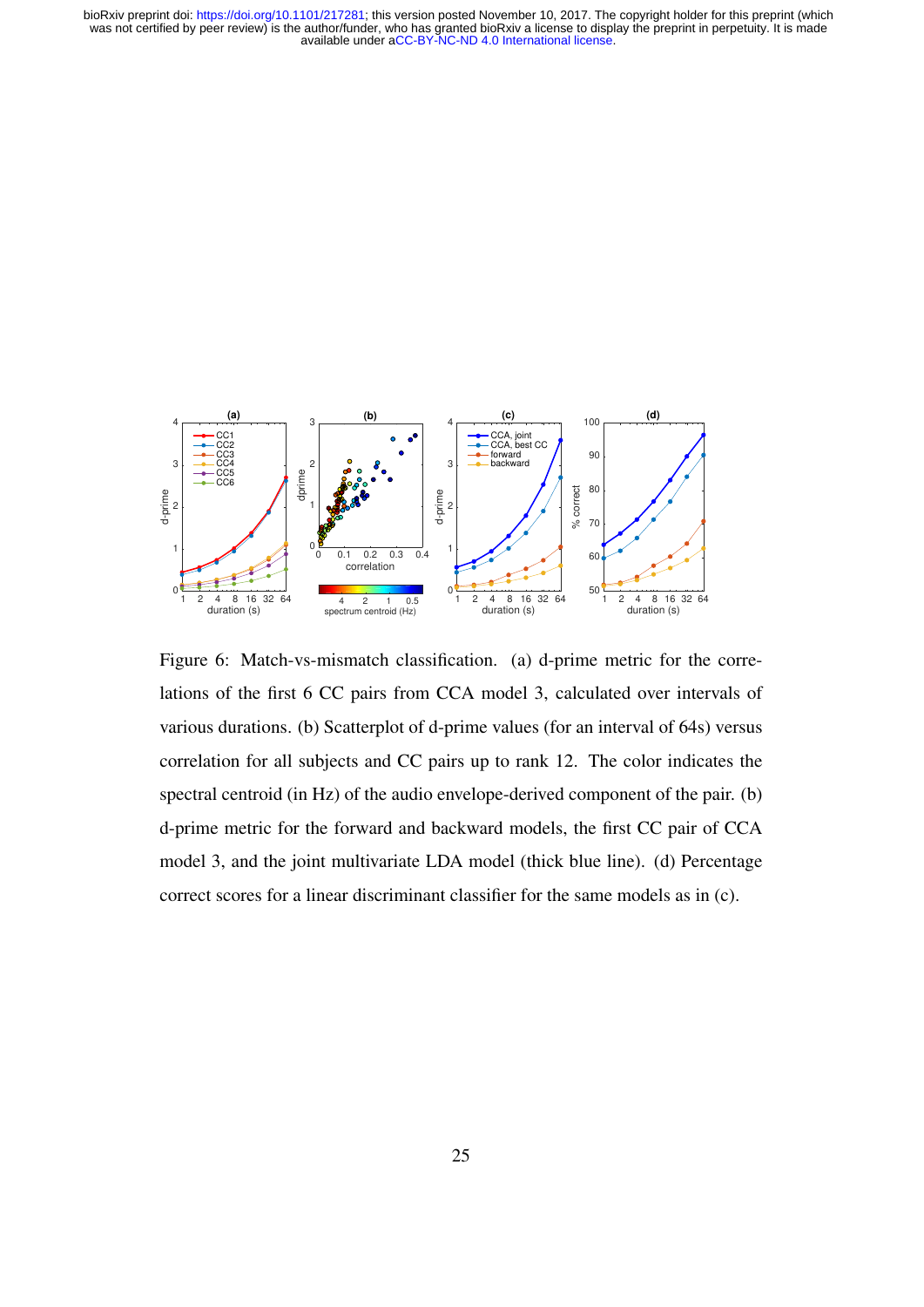Figure 6: Match-vs-mismatch classification. (a) d-prime metric for the correlations of the first 6 CC pairs from CCA model 3, calculated over intervals of various durations. (b) Scatterplot of d-prime values (for an interval of 64s) versus correlation for all subjects and CC pairs up to rank 12. The color indicates the spectral centroid (in Hz) of the audio envelope-derived component of the pair. (b) d-prime metric for the forward and backward models, the first CC pair of CCA model 3, and the joint multivariate LDA model (thick blue line). (d) Percentage correct scores for a linear discriminant classifier for the same models as in (c).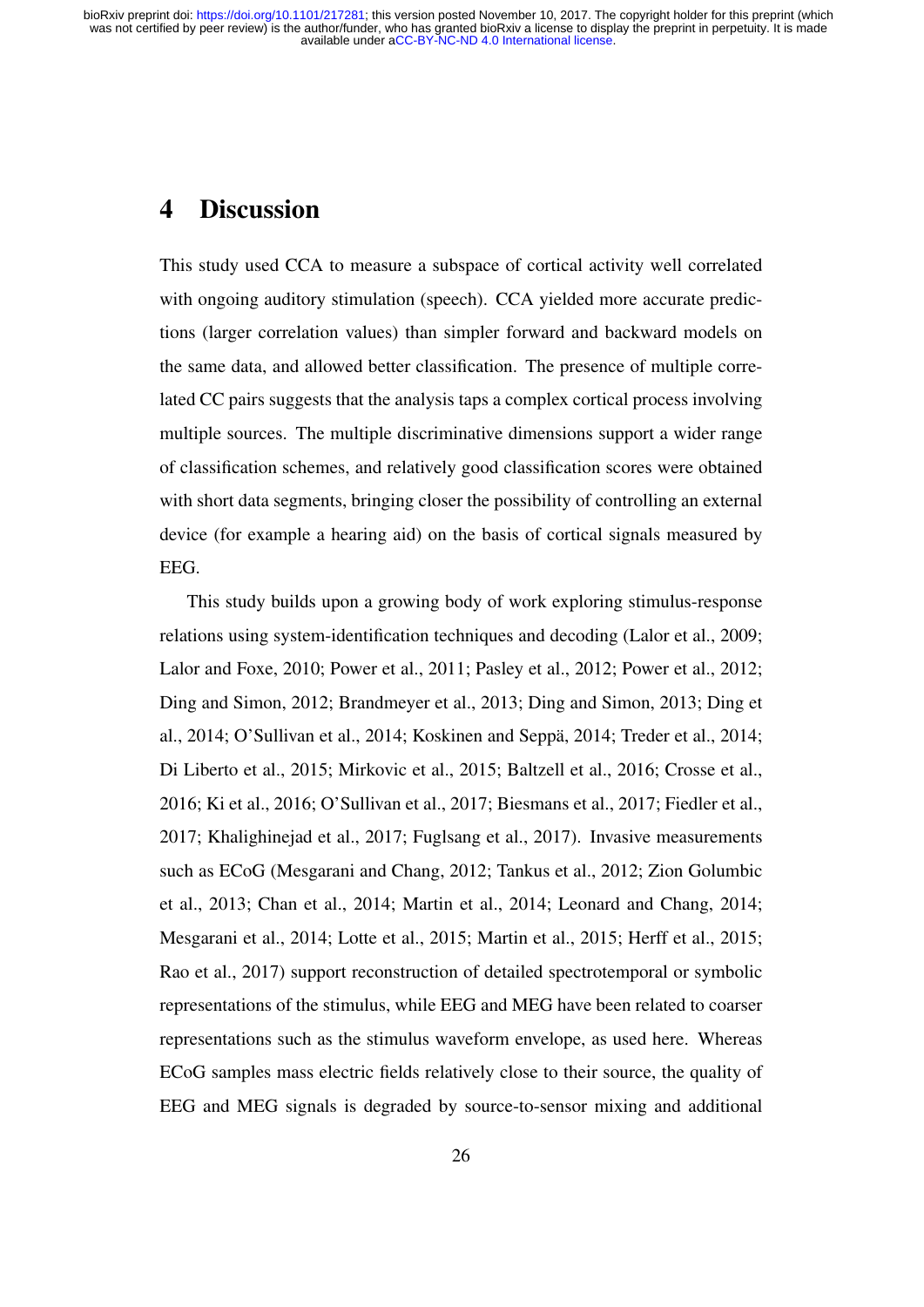# 4 Discussion

This study used CCA to measure a subspace of cortical activity well correlated with ongoing auditory stimulation (speech). CCA yielded more accurate predictions (larger correlation values) than simpler forward and backward models on the same data, and allowed better classification. The presence of multiple correlated CC pairs suggests that the analysis taps a complex cortical process involving multiple sources. The multiple discriminative dimensions support a wider range of classification schemes, and relatively good classification scores were obtained with short data segments, bringing closer the possibility of controlling an external device (for example a hearing aid) on the basis of cortical signals measured by EEG.

This study builds upon a growing body of work exploring stimulus-response relations using system-identification techniques and decoding (Lalor et al., 2009; Lalor and Foxe, 2010; Power et al., 2011; Pasley et al., 2012; Power et al., 2012; Ding and Simon, 2012; Brandmeyer et al., 2013; Ding and Simon, 2013; Ding et al., 2014; O'Sullivan et al., 2014; Koskinen and Seppä, 2014; Treder et al., 2014; Di Liberto et al., 2015; Mirkovic et al., 2015; Baltzell et al., 2016; Crosse et al., 2016; Ki et al., 2016; O'Sullivan et al., 2017; Biesmans et al., 2017; Fiedler et al., 2017; Khalighinejad et al., 2017; Fuglsang et al., 2017). Invasive measurements such as ECoG (Mesgarani and Chang, 2012; Tankus et al., 2012; Zion Golumbic et al., 2013; Chan et al., 2014; Martin et al., 2014; Leonard and Chang, 2014; Mesgarani et al., 2014; Lotte et al., 2015; Martin et al., 2015; Herff et al., 2015; Rao et al., 2017) support reconstruction of detailed spectrotemporal or symbolic representations of the stimulus, while EEG and MEG have been related to coarser representations such as the stimulus waveform envelope, as used here. Whereas ECoG samples mass electric fields relatively close to their source, the quality of EEG and MEG signals is degraded by source-to-sensor mixing and additional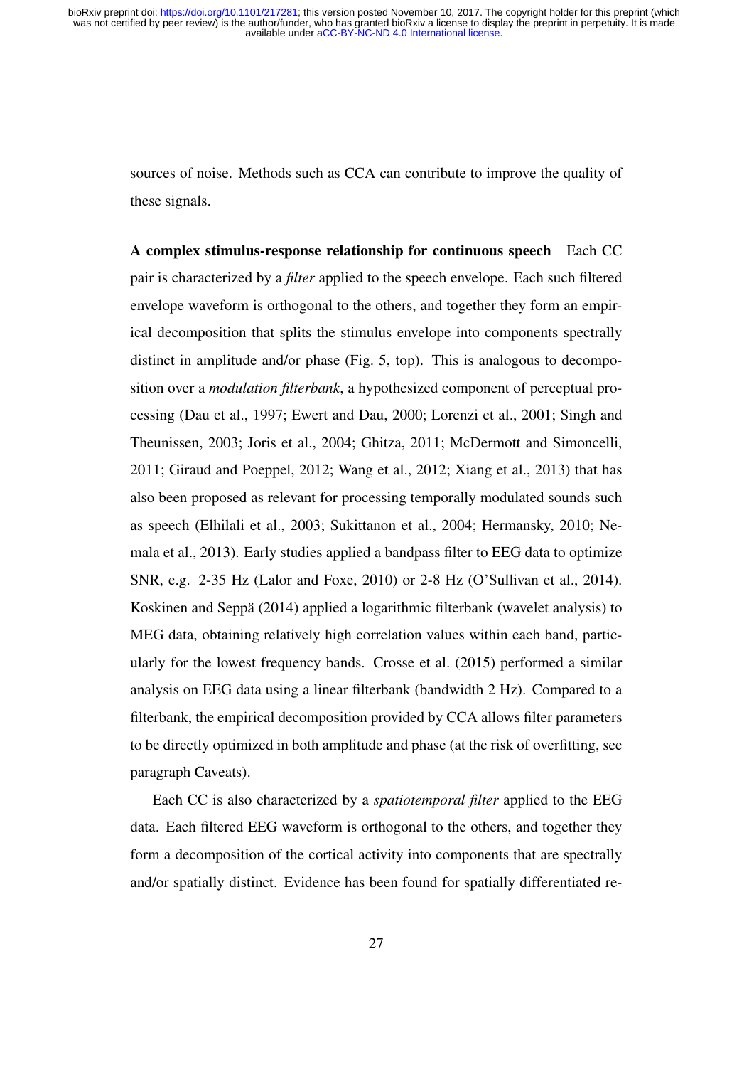sources of noise. Methods such as CCA can contribute to improve the quality of these signals.

**A complex stimulus-response relationship for continuous speech** Each CC pair is characterized by a *filter* applied to the speech envelope. Each such filtered envelope waveform is orthogonal to the others, and together they form an empirical decomposition that splits the stimulus envelope into components spectrally distinct in amplitude and/or phase (Fig. 5, top). This is analogous to decomposition over a *modulation filterbank*, a hypothesized component of perceptual processing (Dau et al., 1997; Ewert and Dau, 2000; Lorenzi et al., 2001; Singh and Theunissen, 2003; Joris et al., 2004; Ghitza, 2011; McDermott and Simoncelli, 2011; Giraud and Poeppel, 2012; Wang et al., 2012; Xiang et al., 2013) that has also been proposed as relevant for processing temporally modulated sounds such as speech (Elhilali et al., 2003; Sukittanon et al., 2004; Hermansky, 2010; Nemala et al., 2013). Early studies applied a bandpass filter to EEG data to optimize SNR, e.g. 2-35 Hz (Lalor and Foxe, 2010) or 2-8 Hz (O'Sullivan et al., 2014). Koskinen and Seppä (2014) applied a logarithmic filterbank (wavelet analysis) to MEG data, obtaining relatively high correlation values within each band, particularly for the lowest frequency bands. Crosse et al. (2015) performed a similar analysis on EEG data using a linear filterbank (bandwidth 2 Hz). Compared to a filterbank, the empirical decomposition provided by CCA allows filter parameters to be directly optimized in both amplitude and phase (at the risk of overfitting, see paragraph Caveats).

Each CC is also characterized by a *spatiotemporal filter* applied to the EEG data. Each filtered EEG waveform is orthogonal to the others, and together they form a decomposition of the cortical activity into components that are spectrally and/or spatially distinct. Evidence has been found for spatially differentiated re-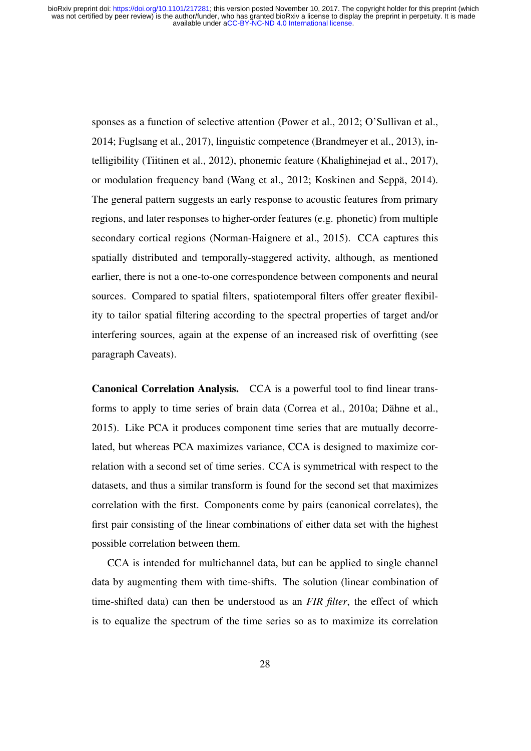sponses as a function of selective attention (Power et al., 2012; O'Sullivan et al., 2014; Fuglsang et al., 2017), linguistic competence (Brandmeyer et al., 2013), intelligibility (Tiitinen et al., 2012), phonemic feature (Khalighinejad et al., 2017), or modulation frequency band (Wang et al., 2012; Koskinen and Seppä, 2014). The general pattern suggests an early response to acoustic features from primary regions, and later responses to higher-order features (e.g. phonetic) from multiple secondary cortical regions (Norman-Haignere et al., 2015). CCA captures this spatially distributed and temporally-staggered activity, although, as mentioned earlier, there is not a one-to-one correspondence between components and neural sources. Compared to spatial filters, spatiotemporal filters offer greater flexibility to tailor spatial filtering according to the spectral properties of target and/or interfering sources, again at the expense of an increased risk of overfitting (see paragraph Caveats).

**Canonical Correlation Analysis.** CCA is a powerful tool to find linear transforms to apply to time series of brain data (Correa et al., 2010a; Dähne et al., 2015). Like PCA it produces component time series that are mutually decorrelated, but whereas PCA maximizes variance, CCA is designed to maximize correlation with a second set of time series. CCA is symmetrical with respect to the datasets, and thus a similar transform is found for the second set that maximizes correlation with the first. Components come by pairs (canonical correlates), the first pair consisting of the linear combinations of either data set with the highest possible correlation between them.

CCA is intended for multichannel data, but can be applied to single channel data by augmenting them with time-shifts. The solution (linear combination of time-shifted data) can then be understood as an *FIR filter*, the effect of which is to equalize the spectrum of the time series so as to maximize its correlation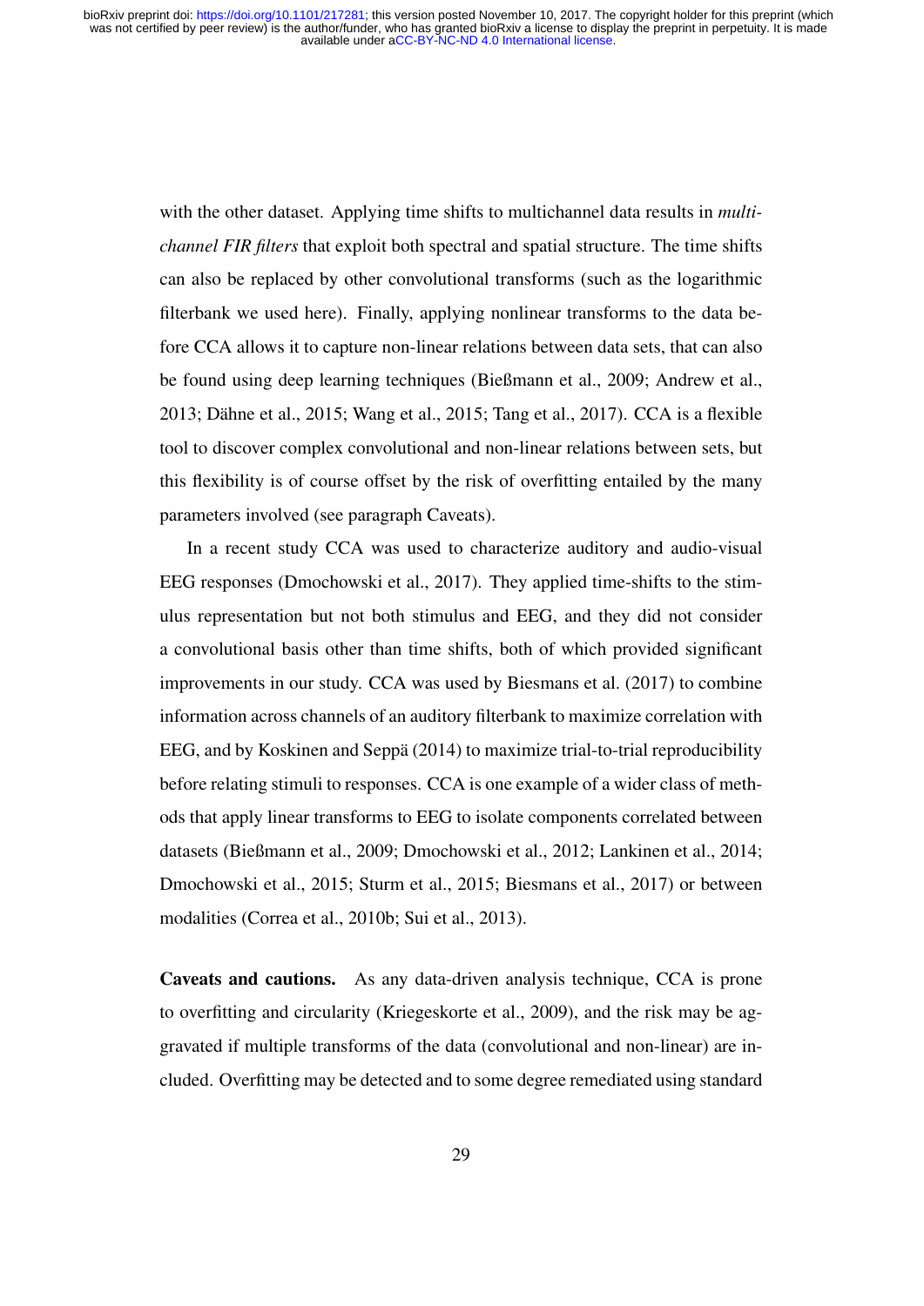with the other dataset. Applying time shifts to multichannel data results in *multi-channel FIR filters* that exploit both spectral and spatial structure. The time shifts can also be replaced by other convolutional transforms (such as the logarithmic filterbank we used here). Finally, applying nonlinear transforms to the data before CCA allows it to capture non-linear relations between data sets, that can also be found using deep learning techniques (Bießmann et al., 2009; Andrew et al., 2013; Dähne et al., 2015; Wang et al., 2015; Tang et al., 2017). CCA is a flexible tool to discover complex convolutional and non-linear relations between sets, but this flexibility is of course offset by the risk of overfitting entailed by the many parameters involved (see paragraph Caveats).

In a recent study CCA was used to characterize auditory and audio-visual EEG responses (Dmochowski et al., 2017). They applied time-shifts to the stimulus representation but not both stimulus and EEG, and they did not consider a convolutional basis other than time shifts, both of which provided significant improvements in our study. CCA was used by Biesmans et al. (2017) to combine information across channels of an auditory filterbank to maximize correlation with EEG, and by Koskinen and Seppä (2014) to maximize trial-to-trial reproducibility before relating stimuli to responses. CCA is one example of a wider class of methods that apply linear transforms to EEG to isolate components correlated between datasets (Bießmann et al., 2009; Dmochowski et al., 2012; Lankinen et al., 2014; Dmochowski et al., 2015; Sturm et al., 2015; Biesmans et al., 2017) or between modalities (Correa et al., 2010b; Sui et al., 2013).

**Caveats and cautions.** As any data-driven analysis technique, CCA is prone to overfitting and circularity (Kriegeskorte et al., 2009), and the risk may be aggravated if multiple transforms of the data (convolutional and non-linear) are included. Overfitting may be detected and to some degree remediated using standard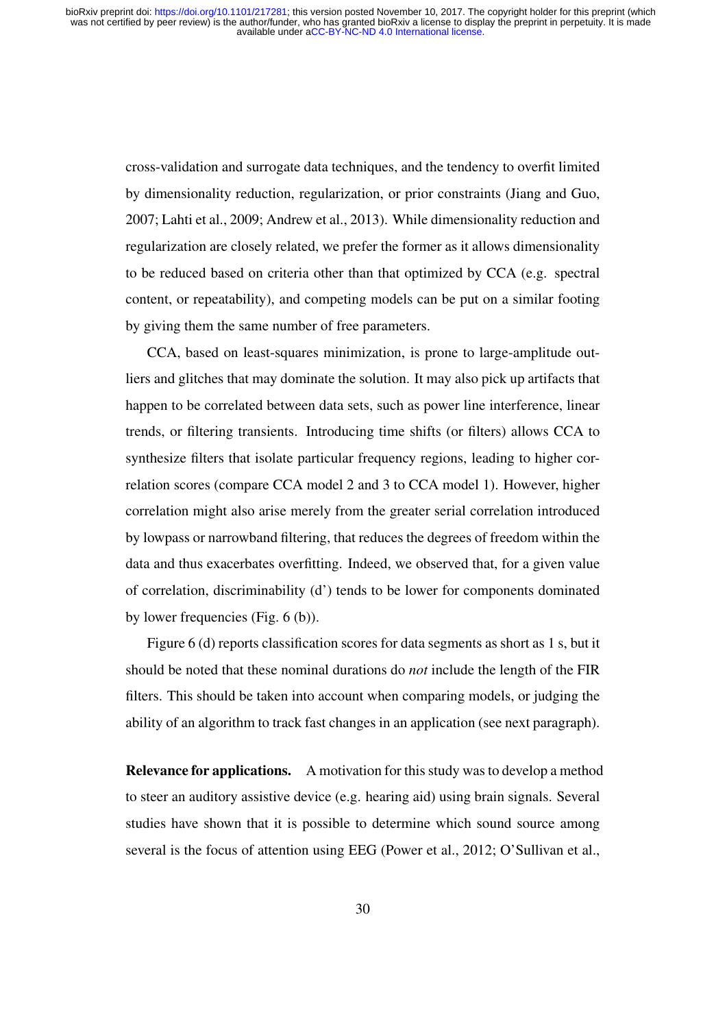cross-validation and surrogate data techniques, and the tendency to overfit limited by dimensionality reduction, regularization, or prior constraints (Jiang and Guo, 2007; Lahti et al., 2009; Andrew et al., 2013). While dimensionality reduction and regularization are closely related, we prefer the former as it allows dimensionality to be reduced based on criteria other than that optimized by CCA (e.g. spectral content, or repeatability), and competing models can be put on a similar footing by giving them the same number of free parameters.

CCA, based on least-squares minimization, is prone to large-amplitude outliers and glitches that may dominate the solution. It may also pick up artifacts that happen to be correlated between data sets, such as power line interference, linear trends, or filtering transients. Introducing time shifts (or filters) allows CCA to synthesize filters that isolate particular frequency regions, leading to higher correlation scores (compare CCA model 2 and 3 to CCA model 1). However, higher correlation might also arise merely from the greater serial correlation introduced by lowpass or narrowband filtering, that reduces the degrees of freedom within the data and thus exacerbates overfitting. Indeed, we observed that, for a given value of correlation, discriminability (d') tends to be lower for components dominated by lower frequencies (Fig. 6 (b)).

Figure 6 (d) reports classification scores for data segments as short as 1 s, but it should be noted that these nominal durations do *not* include the length of the FIR filters. This should be taken into account when comparing models, or judging the ability of an algorithm to track fast changes in an application (see next paragraph).

**Relevance for applications.** A motivation for this study was to develop a method to steer an auditory assistive device (e.g. hearing aid) using brain signals. Several studies have shown that it is possible to determine which sound source among several is the focus of attention using EEG (Power et al., 2012; O'Sullivan et al.,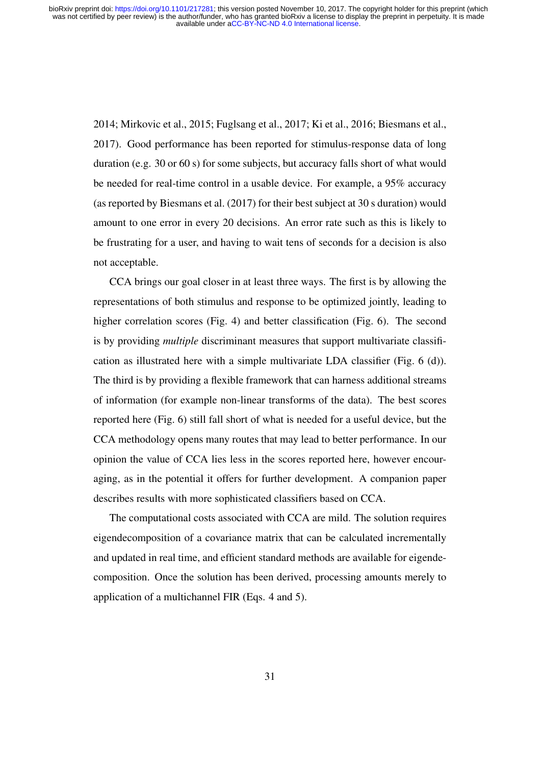2014; Mirkovic et al., 2015; Fuglsang et al., 2017; Ki et al., 2016; Biesmans et al., 2017). Good performance has been reported for stimulus-response data of long duration (e.g. 30 or 60 s) for some subjects, but accuracy falls short of what would be needed for real-time control in a usable device. For example, a 95% accuracy (as reported by Biesmans et al. (2017) for their best subject at 30 s duration) would amount to one error in every 20 decisions. An error rate such as this is likely to be frustrating for a user, and having to wait tens of seconds for a decision is also not acceptable.

CCA brings our goal closer in at least three ways. The first is by allowing the representations of both stimulus and response to be optimized jointly, leading to higher correlation scores (Fig. 4) and better classification (Fig. 6). The second is by providing *multiple* discriminant measures that support multivariate classification as illustrated here with a simple multivariate LDA classifier (Fig. 6 (d)). The third is by providing a flexible framework that can harness additional streams of information (for example non-linear transforms of the data). The best scores reported here (Fig. 6) still fall short of what is needed for a useful device, but the CCA methodology opens many routes that may lead to better performance. In our opinion the value of CCA lies less in the scores reported here, however encouraging, as in the potential it offers for further development. A companion paper describes results with more sophisticated classifiers based on CCA.

The computational costs associated with CCA are mild. The solution requires eigendecomposition of a covariance matrix that can be calculated incrementally and updated in real time, and efficient standard methods are available for eigendecomposition. Once the solution has been derived, processing amounts merely to application of a multichannel FIR (Eqs. 4 and 5).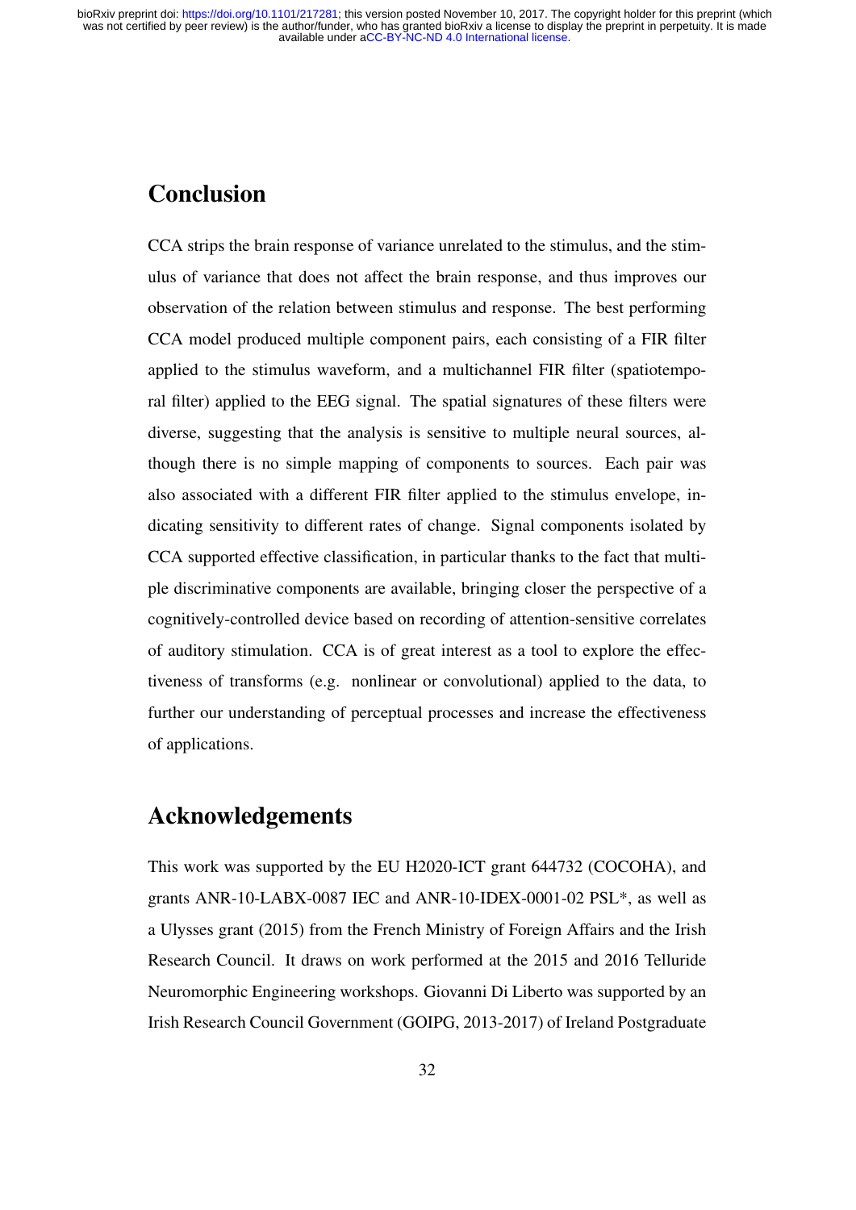## Conclusion

CCA strips the brain response of variance unrelated to the stimulus, and the stimulus of variance that does not affect the brain response, and thus improves our observation of the relation between stimulus and response. The best performing CCA model produced multiple component pairs, each consisting of a FIR filter applied to the stimulus waveform, and a multichannel FIR filter (spatiotemporal filter) applied to the EEG signal. The spatial signatures of these filters were diverse, suggesting that the analysis is sensitive to multiple neural sources, although there is no simple mapping of components to sources. Each pair was also associated with a different FIR filter applied to the stimulus envelope, indicating sensitivity to different rates of change. Signal components isolated by CCA supported effective classification, in particular thanks to the fact that multiple discriminative components are available, bringing closer the perspective of a cognitively-controlled device based on recording of attention-sensitive correlates of auditory stimulation. CCA is of great interest as a tool to explore the effectiveness of transforms (e.g. nonlinear or convolutional) applied to the data, to further our understanding of perceptual processes and increase the effectiveness of applications.

## Acknowledgements

This work was supported by the EU H2020-ICT grant 644732 (COCOHA), and grants ANR-10-LABX-0087 IEC and ANR-10-IDEX-0001-02 PSL*, as well as a Ulysses grant (2015) from the French Ministry of Foreign Affairs and the Irish Research Council. It draws on work performed at the 2015 and 2016 Telluride Neuromorphic Engineering workshops. Giovanni Di Liberto was supported by an Irish Research Council Government (GOIPG, 2013-2017) of Ireland Postgraduate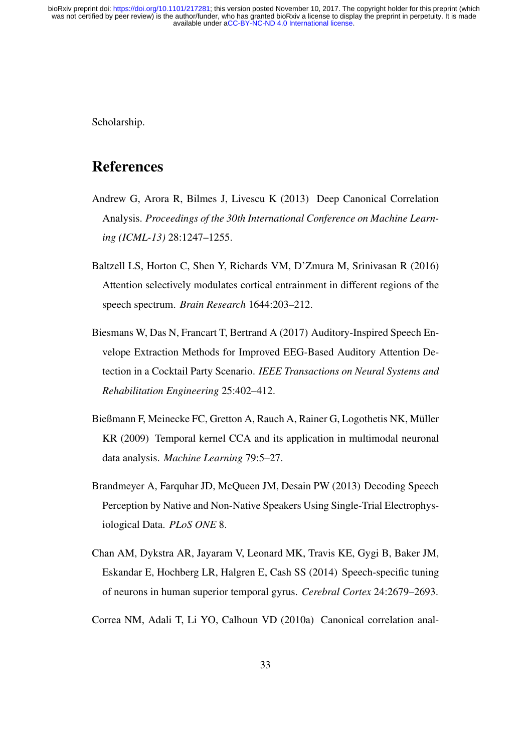Scholarship.

## References

Andrew G, Arora R, Bilmes J, Livescu K (2013) Deep Canonical Correlation Analysis. *Proceedings of the 30th International Conference on Machine Learning (ICML-13)* 28:1247–1255.

Baltzell LS, Horton C, Shen Y, Richards VM, D'Zmura M, Srinivasan R (2016) Attention selectively modulates cortical entrainment in different regions of the speech spectrum. *Brain Research* 1644:203–212.

Biesmans W, Das N, Francart T, Bertrand A (2017) Auditory-Inspired Speech Envelope Extraction Methods for Improved EEG-Based Auditory Attention Detection in a Cocktail Party Scenario. *IEEE Transactions on Neural Systems and Rehabilitation Engineering* 25:402–412.

Bießmann F, Meinecke FC, Gretton A, Rauch A, Rainer G, Logothetis NK, Müller KR (2009) Temporal kernel CCA and its application in multimodal neuronal data analysis. *Machine Learning* 79:5–27.

Brandmeyer A, Farquhar JD, McQueen JM, Desain PW (2013) Decoding Speech Perception by Native and Non-Native Speakers Using Single-Trial Electrophysiological Data. *PLoS ONE* 8.

Chan AM, Dykstra AR, Jayaram V, Leonard MK, Travis KE, Gygi B, Baker JM, Eskandar E, Hochberg LR, Halgren E, Cash SS (2014) Speech-specific tuning of neurons in human superior temporal gyrus. *Cerebral Cortex* 24:2679–2693.

Correa NM, Adali T, Li YO, Calhoun VD (2010a) Canonical correlation anal-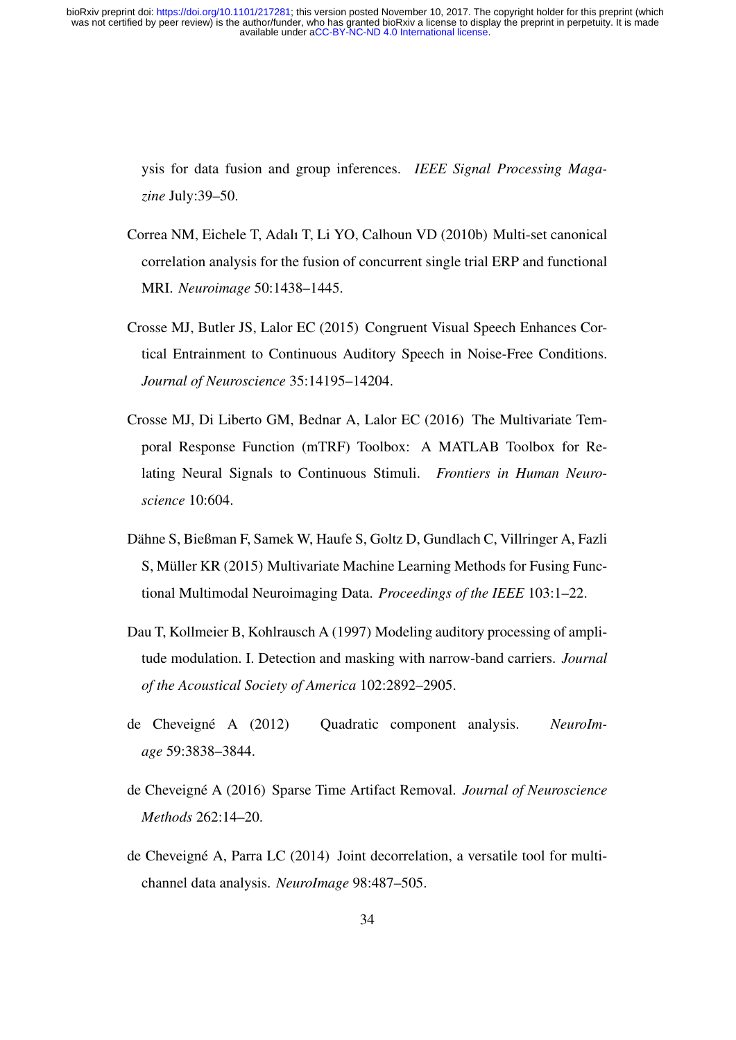ysis for data fusion and group inferences. *IEEE Signal Processing Magazine* July:39–50.

Correa NM, Eichele T, Adalı T, Li YO, Calhoun VD (2010b) Multi-set canonical correlation analysis for the fusion of concurrent single trial ERP and functional MRI. *Neuroimage* 50:1438–1445.

Crosse MJ, Butler JS, Lalor EC (2015) Congruent Visual Speech Enhances Cortical Entrainment to Continuous Auditory Speech in Noise-Free Conditions. *Journal of Neuroscience* 35:14195–14204.

Crosse MJ, Di Liberto GM, Bednar A, Lalor EC (2016) The Multivariate Temporal Response Function (mTRF) Toolbox: A MATLAB Toolbox for Relating Neural Signals to Continuous Stimuli. *Frontiers in Human Neuroscience* 10:604.

Dähne S, Bießman F, Samek W, Haufe S, Goltz D, Gundlach C, Villringer A, Fazli S, Müller KR (2015) Multivariate Machine Learning Methods for Fusing Functional Multimodal Neuroimaging Data. *Proceedings of the IEEE* 103:1–22.

Dau T, Kollmeier B, Kohlrausch A (1997) Modeling auditory processing of amplitude modulation. I. Detection and masking with narrow-band carriers. *Journal of the Acoustical Society of America* 102:2892–2905.

de Cheveigné A (2012) Quadratic component analysis. *NeuroImage* 59:3838–3844.

de Cheveigné A (2016) Sparse Time Artifact Removal. *Journal of Neuroscience Methods* 262:14–20.

de Cheveigné A, Parra LC (2014) Joint decorrelation, a versatile tool for multichannel data analysis. *NeuroImage* 98:487–505.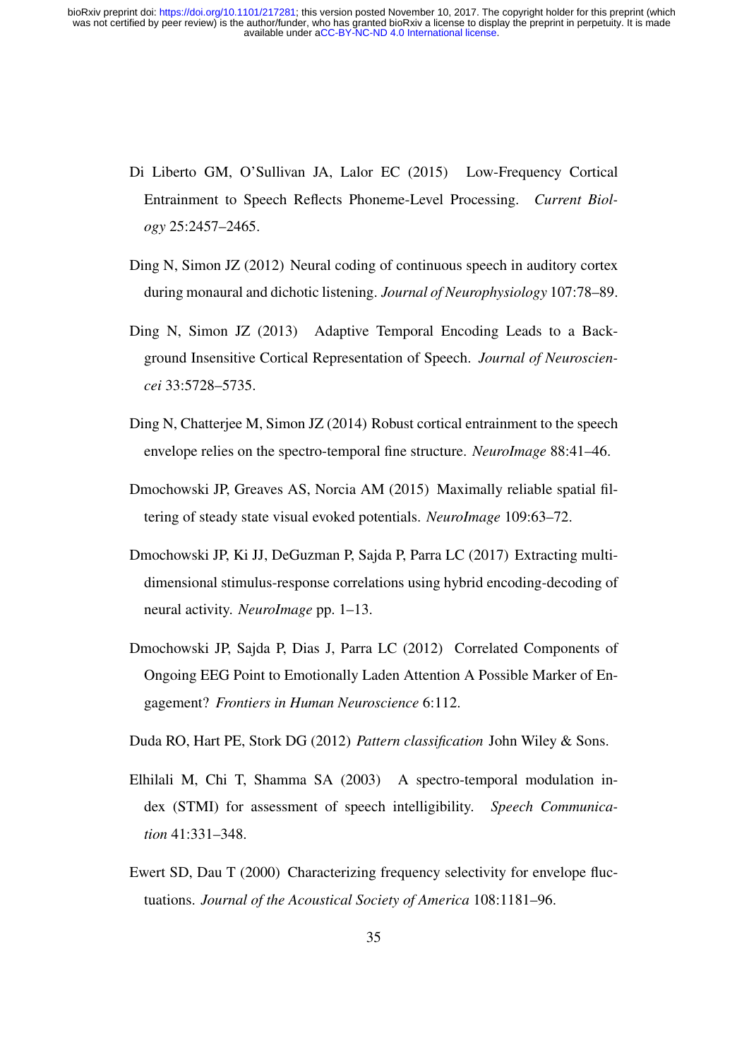Di Liberto GM, O'Sullivan JA, Lalor EC (2015) Low-Frequency Cortical Entrainment to Speech Reflects Phoneme-Level Processing. *Current Biology* 25:2457–2465.

Ding N, Simon JZ (2012) Neural coding of continuous speech in auditory cortex during monaural and dichotic listening. *Journal of Neurophysiology* 107:78–89.

Ding N, Simon JZ (2013) Adaptive Temporal Encoding Leads to a Background Insensitive Cortical Representation of Speech. *Journal of Neurosciencei* 33:5728–5735.

Ding N, Chatterjee M, Simon JZ (2014) Robust cortical entrainment to the speech envelope relies on the spectro-temporal fine structure. *NeuroImage* 88:41–46.

Dmochowski JP, Greaves AS, Norcia AM (2015) Maximally reliable spatial filtering of steady state visual evoked potentials. *NeuroImage* 109:63–72.

Dmochowski JP, Ki JJ, DeGuzman P, Sajda P, Parra LC (2017) Extracting multidimensional stimulus-response correlations using hybrid encoding-decoding of neural activity. *NeuroImage* pp. 1–13.

Dmochowski JP, Sajda P, Dias J, Parra LC (2012) Correlated Components of Ongoing EEG Point to Emotionally Laden Attention A Possible Marker of Engagement? *Frontiers in Human Neuroscience* 6:112.

Duda RO, Hart PE, Stork DG (2012) *Pattern classification* John Wiley & Sons.

Elhilali M, Chi T, Shamma SA (2003) A spectro-temporal modulation index (STMI) for assessment of speech intelligibility. *Speech Communication* 41:331–348.

Ewert SD, Dau T (2000) Characterizing frequency selectivity for envelope fluctuations. *Journal of the Acoustical Society of America* 108:1181–96.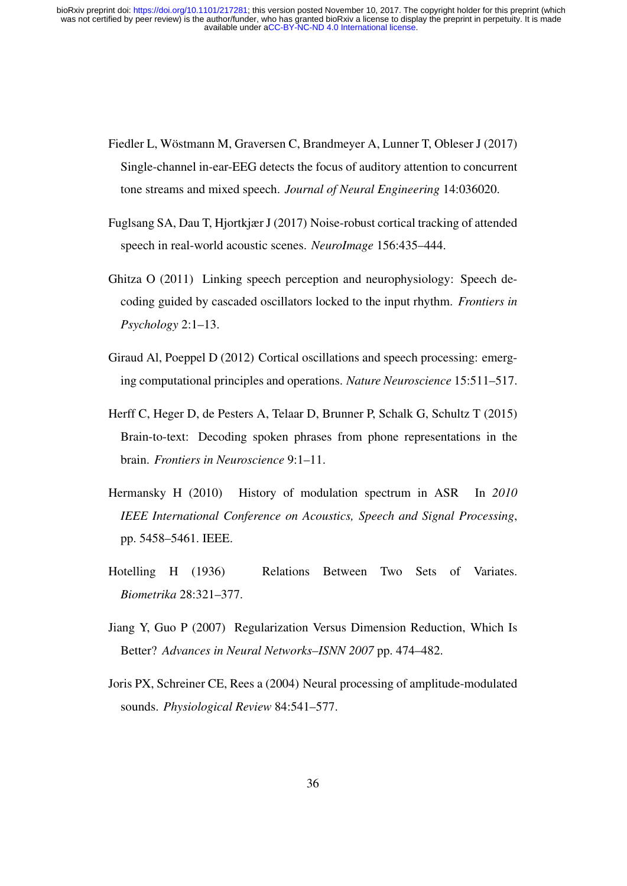Fiedler L, Wöstmann M, Graversen C, Brandmeyer A, Lunner T, Obleser J (2017) Single-channel in-ear-EEG detects the focus of auditory attention to concurrent tone streams and mixed speech. *Journal of Neural Engineering* 14:036020.

Fuglsang SA, Dau T, Hjortkjær J (2017) Noise-robust cortical tracking of attended speech in real-world acoustic scenes. *NeuroImage* 156:435–444.

Ghitza O (2011) Linking speech perception and neurophysiology: Speech decoding guided by cascaded oscillators locked to the input rhythm. *Frontiers in Psychology* 2:1–13.

Giraud Al, Poeppel D (2012) Cortical oscillations and speech processing: emerging computational principles and operations. *Nature Neuroscience* 15:511–517.

Herff C, Heger D, de Pesters A, Telaar D, Brunner P, Schalk G, Schultz T (2015) Brain-to-text: Decoding spoken phrases from phone representations in the brain. *Frontiers in Neuroscience* 9:1–11.

Hermansky H (2010) History of modulation spectrum in ASR In *2010 IEEE International Conference on Acoustics, Speech and Signal Processing*, pp. 5458–5461. IEEE.

Hotelling H (1936) Relations Between Two Sets of Variates. *Biometrika* 28:321–377.

Jiang Y, Guo P (2007) Regularization Versus Dimension Reduction, Which Is Better? *Advances in Neural Networks–ISNN 2007* pp. 474–482.

Joris PX, Schreiner CE, Rees a (2004) Neural processing of amplitude-modulated sounds. *Physiological Review* 84:541–577.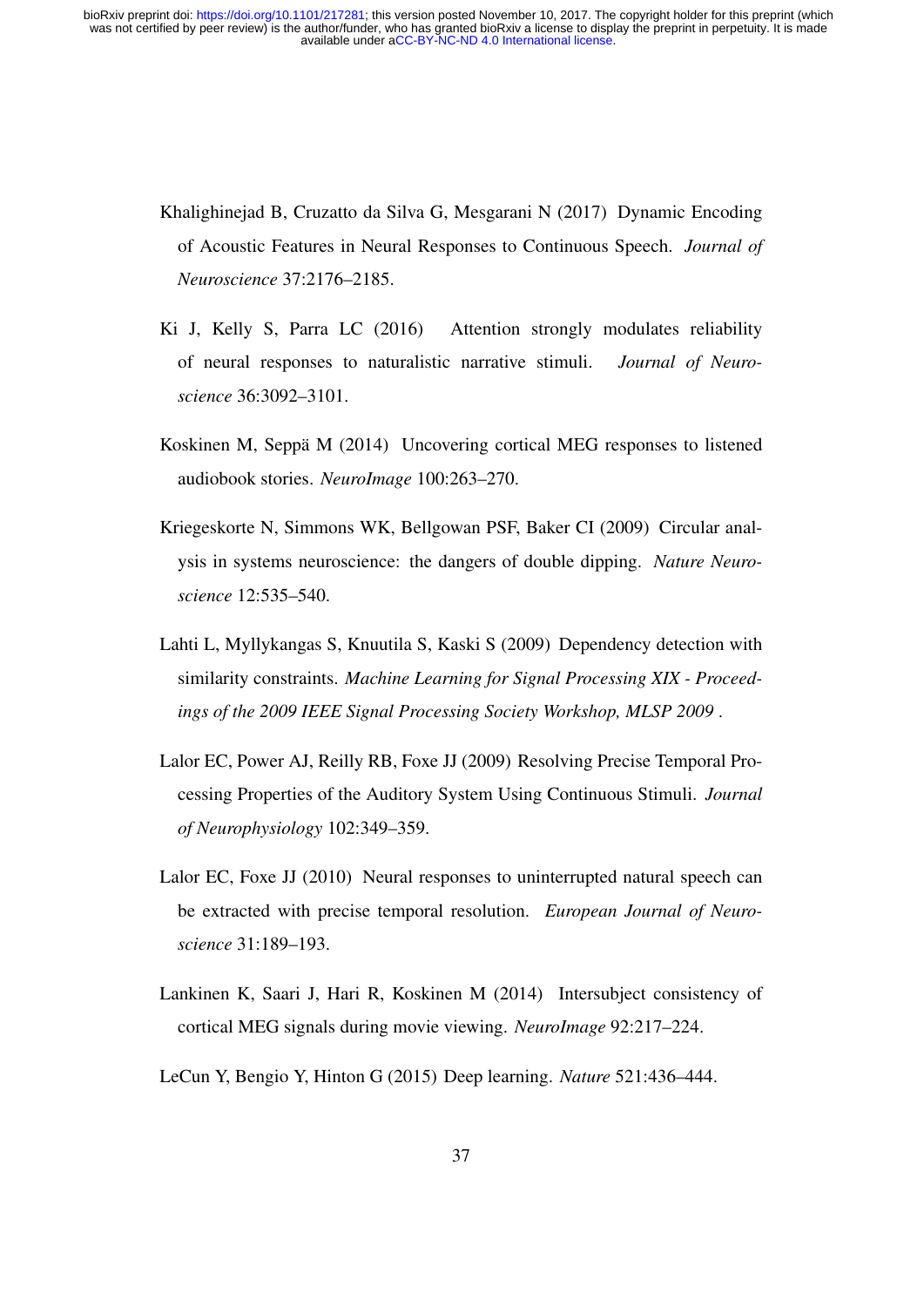Khalighinejad B, Cruzatto da Silva G, Mesgarani N (2017) Dynamic Encoding of Acoustic Features in Neural Responses to Continuous Speech. *Journal of Neuroscience* 37:2176–2185.

Ki J, Kelly S, Parra LC (2016) Attention strongly modulates reliability of neural responses to naturalistic narrative stimuli. *Journal of Neuroscience* 36:3092–3101.

Koskinen M, Seppä M (2014) Uncovering cortical MEG responses to listened audiobook stories. *NeuroImage* 100:263–270.

Kriegeskorte N, Simmons WK, Bellgowan PSF, Baker CI (2009) Circular analysis in systems neuroscience: the dangers of double dipping. *Nature Neuroscience* 12:535–540.

Lahti L, Myllykangas S, Knuutila S, Kaski S (2009) Dependency detection with similarity constraints. *Machine Learning for Signal Processing XIX - Proceedings of the 2009 IEEE Signal Processing Society Workshop, MLSP 2009* .

Lalor EC, Power AJ, Reilly RB, Foxe JJ (2009) Resolving Precise Temporal Processing Properties of the Auditory System Using Continuous Stimuli. *Journal of Neurophysiology* 102:349–359.

Lalor EC, Foxe JJ (2010) Neural responses to uninterrupted natural speech can be extracted with precise temporal resolution. *European Journal of Neuroscience* 31:189–193.

Lankinen K, Saari J, Hari R, Koskinen M (2014) Intersubject consistency of cortical MEG signals during movie viewing. *NeuroImage* 92:217–224.

LeCun Y, Bengio Y, Hinton G (2015) Deep learning. *Nature* 521:436–444.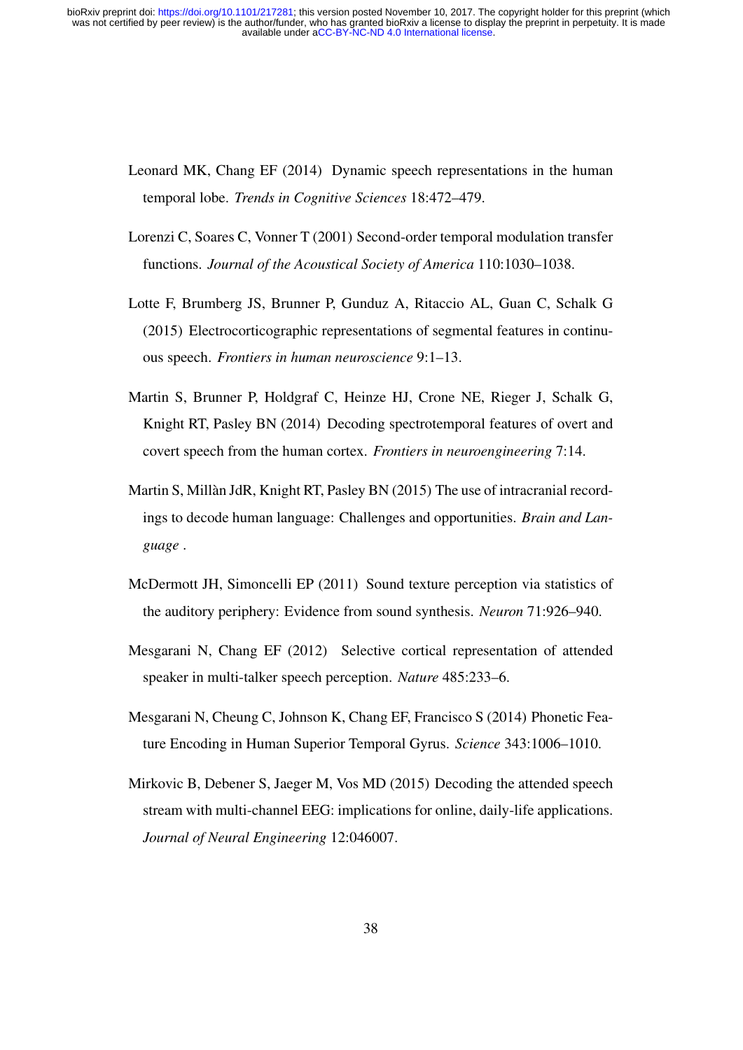Leonard MK, Chang EF (2014) Dynamic speech representations in the human temporal lobe. *Trends in Cognitive Sciences* 18:472–479.

Lorenzi C, Soares C, Vonner T (2001) Second-order temporal modulation transfer functions. *Journal of the Acoustical Society of America* 110:1030–1038.

Lotte F, Brumberg JS, Brunner P, Gunduz A, Ritaccio AL, Guan C, Schalk G (2015) Electrocorticographic representations of segmental features in continuous speech. *Frontiers in human neuroscience* 9:1–13.

Martin S, Brunner P, Holdgraf C, Heinze HJ, Crone NE, Rieger J, Schalk G, Knight RT, Pasley BN (2014) Decoding spectrotemporal features of overt and covert speech from the human cortex. *Frontiers in neuroengineering* 7:14.

Martin S, Millàn JdR, Knight RT, Pasley BN (2015) The use of intracranial recordings to decode human language: Challenges and opportunities. *Brain and Language* .

McDermott JH, Simoncelli EP (2011) Sound texture perception via statistics of the auditory periphery: Evidence from sound synthesis. *Neuron* 71:926–940.

Mesgarani N, Chang EF (2012) Selective cortical representation of attended speaker in multi-talker speech perception. *Nature* 485:233–6.

Mesgarani N, Cheung C, Johnson K, Chang EF, Francisco S (2014) Phonetic Feature Encoding in Human Superior Temporal Gyrus. *Science* 343:1006–1010.

Mirkovic B, Debener S, Jaeger M, Vos MD (2015) Decoding the attended speech stream with multi-channel EEG: implications for online, daily-life applications. *Journal of Neural Engineering* 12:046007.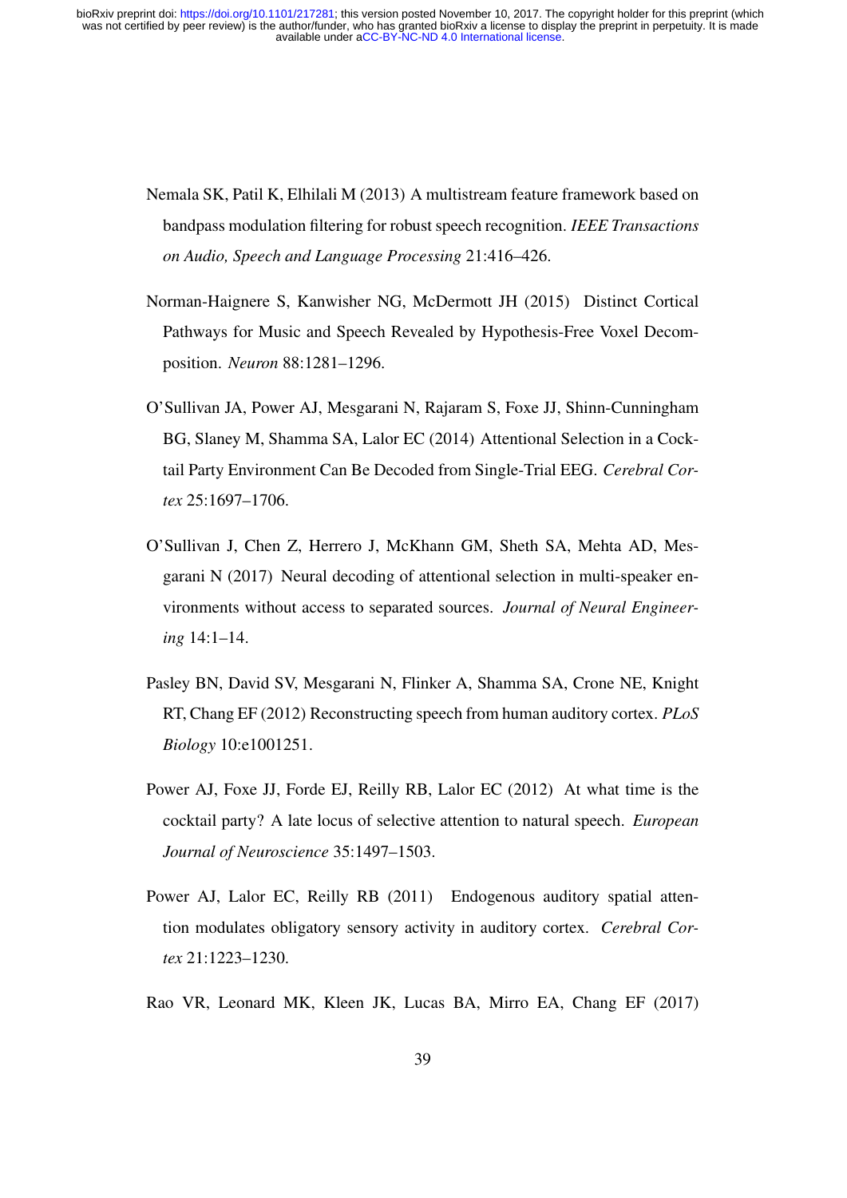Nemala SK, Patil K, Elhilali M (2013) A multistream feature framework based on bandpass modulation filtering for robust speech recognition. *IEEE Transactions on Audio, Speech and Language Processing* 21:416–426.

Norman-Haignere S, Kanwisher NG, McDermott JH (2015) Distinct Cortical Pathways for Music and Speech Revealed by Hypothesis-Free Voxel Decomposition. *Neuron* 88:1281–1296.

O'Sullivan JA, Power AJ, Mesgarani N, Rajaram S, Foxe JJ, Shinn-Cunningham BG, Slaney M, Shamma SA, Lalor EC (2014) Attentional Selection in a Cocktail Party Environment Can Be Decoded from Single-Trial EEG. *Cerebral Cortex* 25:1697–1706.

O'Sullivan J, Chen Z, Herrero J, McKhann GM, Sheth SA, Mehta AD, Mesgarani N (2017) Neural decoding of attentional selection in multi-speaker environments without access to separated sources. *Journal of Neural Engineering* 14:1–14.

Pasley BN, David SV, Mesgarani N, Flinker A, Shamma SA, Crone NE, Knight RT, Chang EF (2012) Reconstructing speech from human auditory cortex. *PLoS Biology* 10:e1001251.

Power AJ, Foxe JJ, Forde EJ, Reilly RB, Lalor EC (2012) At what time is the cocktail party? A late locus of selective attention to natural speech. *European Journal of Neuroscience* 35:1497–1503.

Power AJ, Lalor EC, Reilly RB (2011) Endogenous auditory spatial attention modulates obligatory sensory activity in auditory cortex. *Cerebral Cortex* 21:1223–1230.

Rao VR, Leonard MK, Kleen JK, Lucas BA, Mirro EA, Chang EF (2017)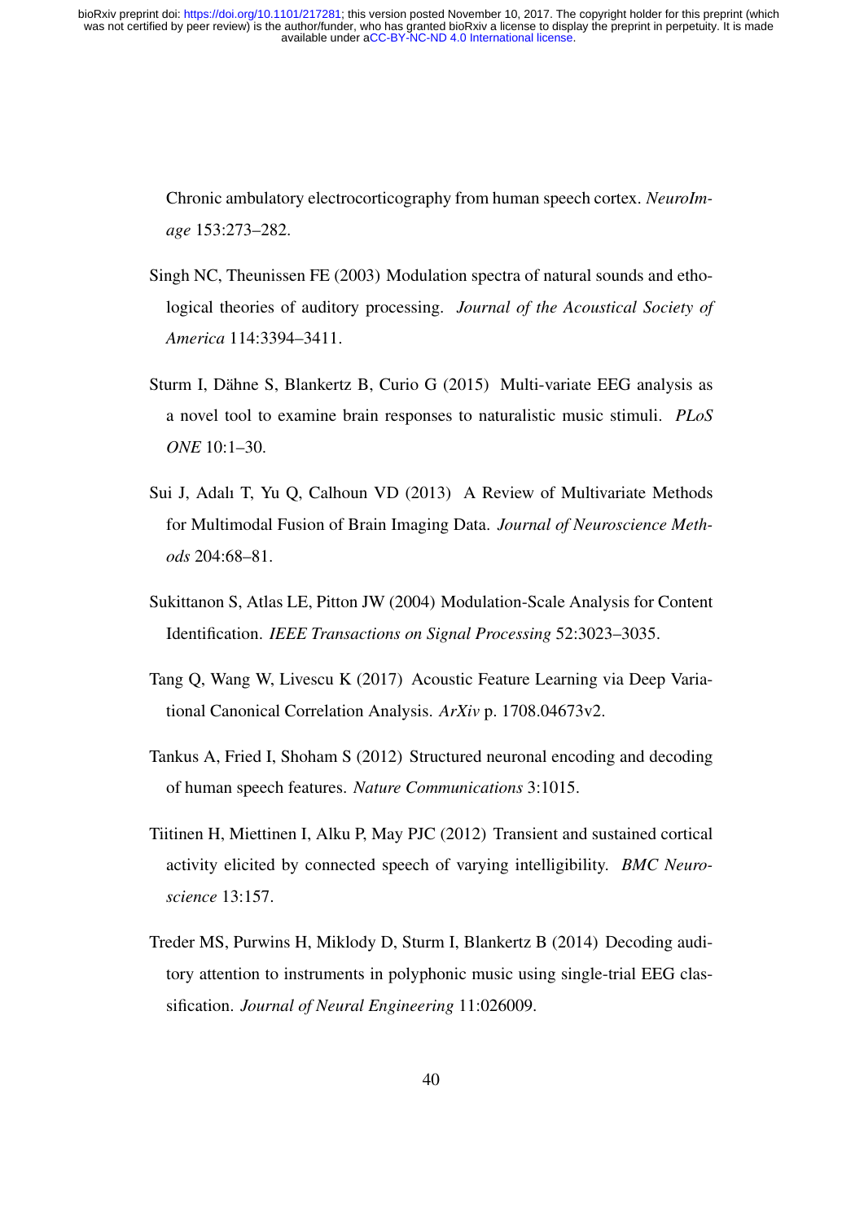Chronic ambulatory electrocorticography from human speech cortex. *NeuroImage* 153:273–282.

Singh NC, Theunissen FE (2003) Modulation spectra of natural sounds and ethological theories of auditory processing. *Journal of the Acoustical Society of America* 114:3394–3411.

Sturm I, Dähne S, Blankertz B, Curio G (2015) Multi-variate EEG analysis as a novel tool to examine brain responses to naturalistic music stimuli. *PLoS ONE* 10:1–30.

Sui J, Adalı T, Yu Q, Calhoun VD (2013) A Review of Multivariate Methods for Multimodal Fusion of Brain Imaging Data. *Journal of Neuroscience Methods* 204:68–81.

Sukittanon S, Atlas LE, Pitton JW (2004) Modulation-Scale Analysis for Content Identification. *IEEE Transactions on Signal Processing* 52:3023–3035.

Tang Q, Wang W, Livescu K (2017) Acoustic Feature Learning via Deep Variational Canonical Correlation Analysis. *ArXiv* p. 1708.04673v2.

Tankus A, Fried I, Shoham S (2012) Structured neuronal encoding and decoding of human speech features. *Nature Communications* 3:1015.

Tiitinen H, Miettinen I, Alku P, May PJC (2012) Transient and sustained cortical activity elicited by connected speech of varying intelligibility. *BMC Neuroscience* 13:157.

Treder MS, Purwins H, Miklody D, Sturm I, Blankertz B (2014) Decoding auditory attention to instruments in polyphonic music using single-trial EEG classification. *Journal of Neural Engineering* 11:026009.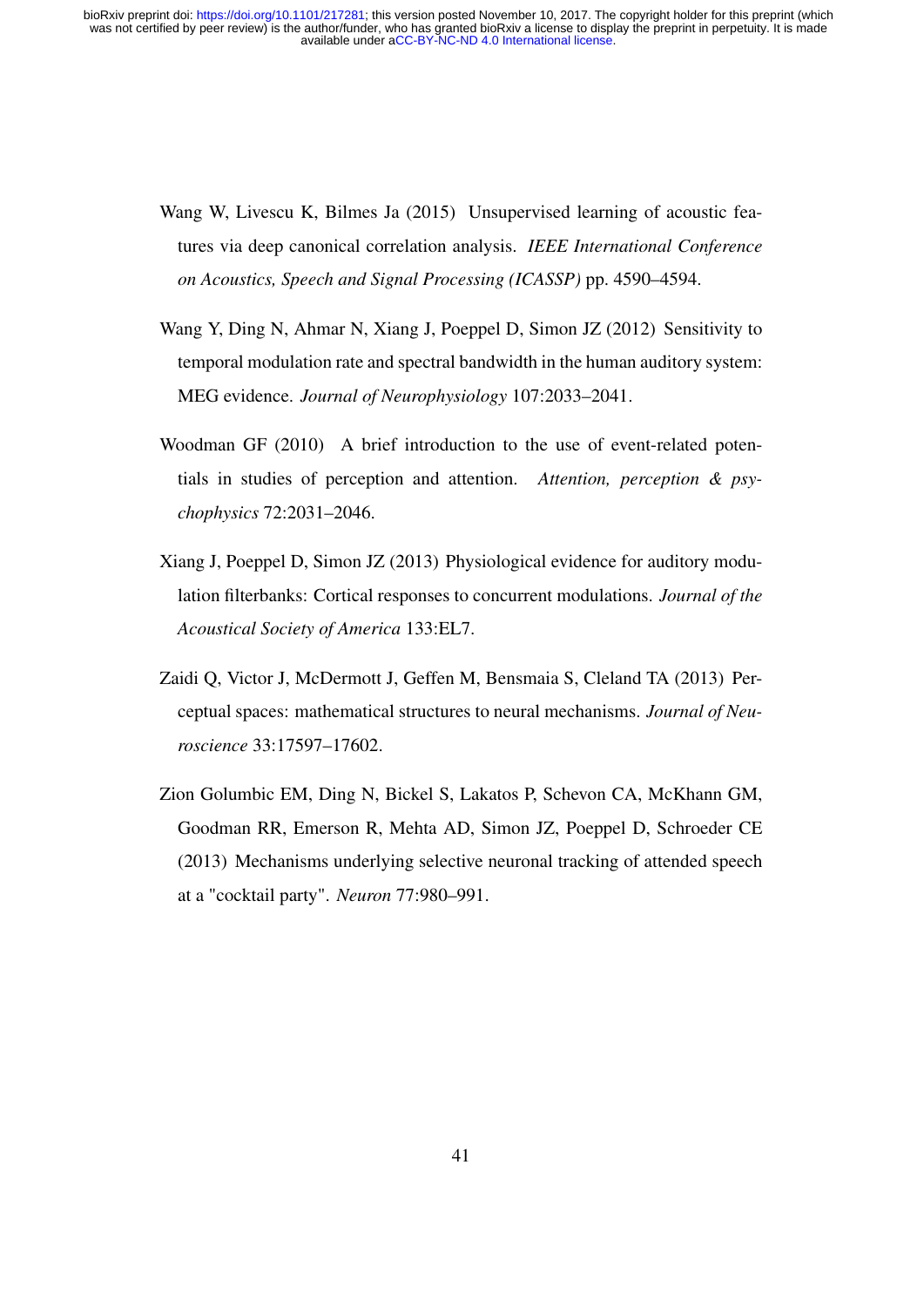Wang W, Livescu K, Bilmes Ja (2015) Unsupervised learning of acoustic features via deep canonical correlation analysis. *IEEE International Conference on Acoustics, Speech and Signal Processing (ICASSP)* pp. 4590–4594.

Wang Y, Ding N, Ahmar N, Xiang J, Poeppel D, Simon JZ (2012) Sensitivity to temporal modulation rate and spectral bandwidth in the human auditory system: MEG evidence. *Journal of Neurophysiology* 107:2033–2041.

Woodman GF (2010) A brief introduction to the use of event-related potentials in studies of perception and attention. *Attention, perception & psychophysics* 72:2031–2046.

Xiang J, Poeppel D, Simon JZ (2013) Physiological evidence for auditory modulation filterbanks: Cortical responses to concurrent modulations. *Journal of the Acoustical Society of America* 133:EL7.

Zaidi Q, Victor J, McDermott J, Geffen M, Bensmaia S, Cleland TA (2013) Perceptual spaces: mathematical structures to neural mechanisms. *Journal of Neuroscience* 33:17597–17602.

Zion Golumbic EM, Ding N, Bickel S, Lakatos P, Schevon CA, McKhann GM, Goodman RR, Emerson R, Mehta AD, Simon JZ, Poeppel D, Schroeder CE (2013) Mechanisms underlying selective neuronal tracking of attended speech at a "cocktail party". *Neuron* 77:980–991.